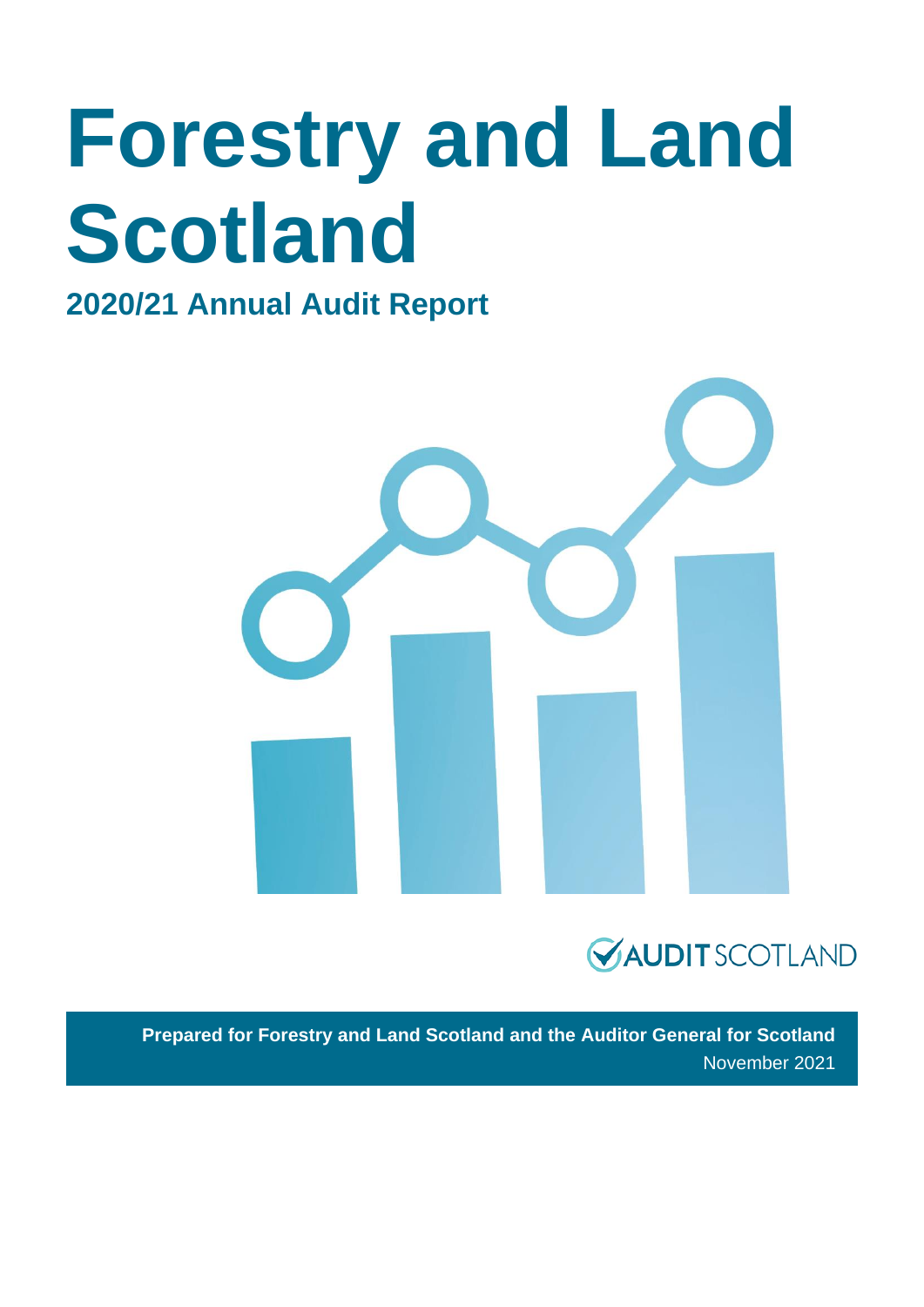# Forestry and Land Scotland

## 2020/21 Annual Audit Report

AUDIT SCOTLAND

**Prepared for Forestry and Land Scotland and the Auditor General for Scotland**

November 2021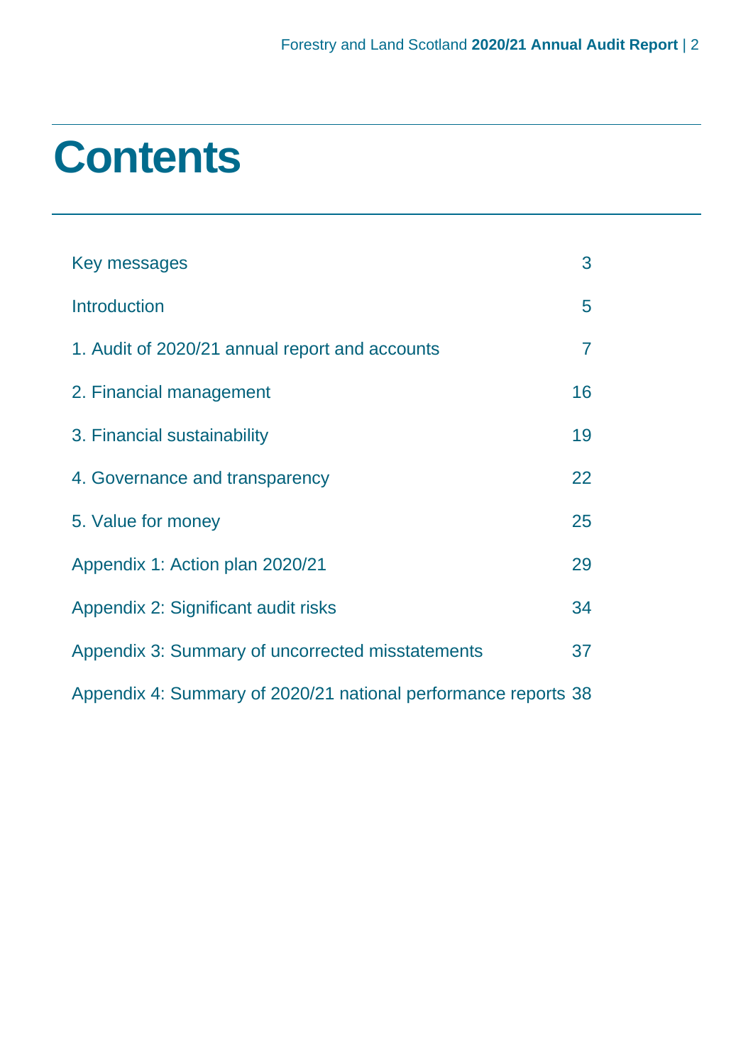# Contents

| | |
|---|---|
| Key messages | 3 |
| Introduction | 5 |
| 1. Audit of 2020/21 annual report and accounts | 7 |
| 2. Financial management | 16 |
| 3. Financial sustainability | 19 |
| 4. Governance and transparency | 22 |
| 5. Value for money | 25 |
| Appendix 1: Action plan 2020/21 | 29 |
| Appendix 2: Significant audit risks | 34 |
| Appendix 3: Summary of uncorrected misstatements | 37 |
| Appendix 4: Summary of 2020/21 national performance reports | 38 |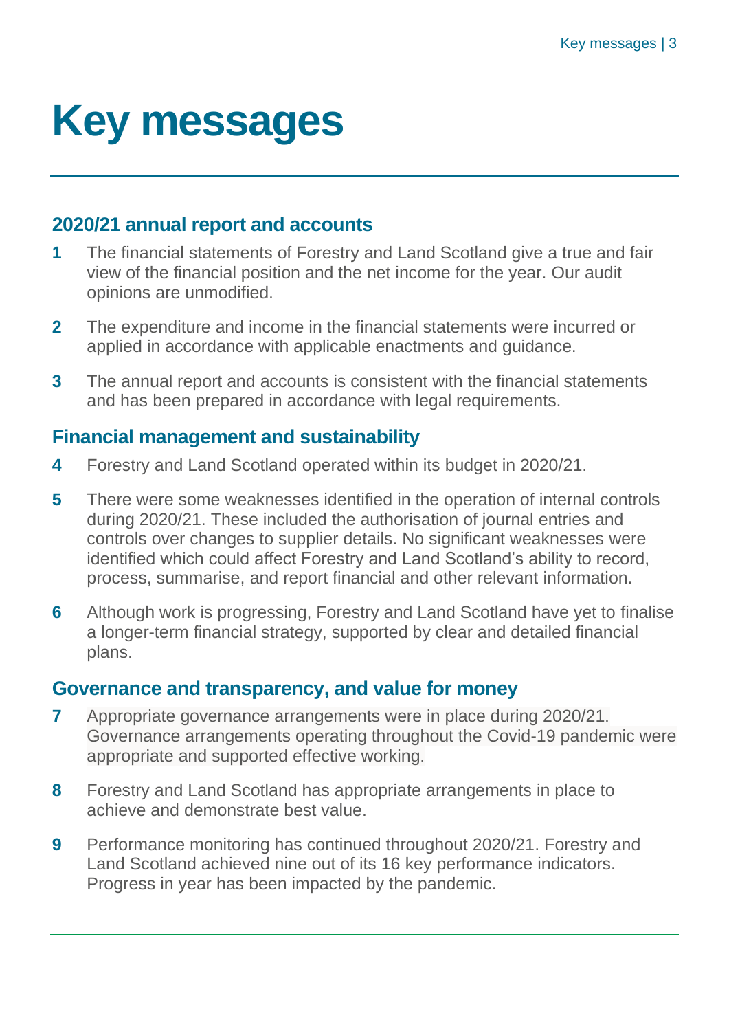# Key messages

## 2020/21 annual report and accounts

**1** The financial statements of Forestry and Land Scotland give a true and fair view of the financial position and the net income for the year. Our audit opinions are unmodified.

**2** The expenditure and income in the financial statements were incurred or applied in accordance with applicable enactments and guidance.

**3** The annual report and accounts is consistent with the financial statements and has been prepared in accordance with legal requirements.

## Financial management and sustainability

**4** Forestry and Land Scotland operated within its budget in 2020/21.

**5** There were some weaknesses identified in the operation of internal controls during 2020/21. These included the authorisation of journal entries and controls over changes to supplier details. No significant weaknesses were identified which could affect Forestry and Land Scotland's ability to record, process, summarise, and report financial and other relevant information.

**6** Although work is progressing, Forestry and Land Scotland have yet to finalise a longer-term financial strategy, supported by clear and detailed financial plans.

## Governance and transparency, and value for money

**7** Appropriate governance arrangements were in place during 2020/21. Governance arrangements operating throughout the Covid-19 pandemic were appropriate and supported effective working.

**8** Forestry and Land Scotland has appropriate arrangements in place to achieve and demonstrate best value.

**9** Performance monitoring has continued throughout 2020/21. Forestry and Land Scotland achieved nine out of its 16 key performance indicators. Progress in year has been impacted by the pandemic.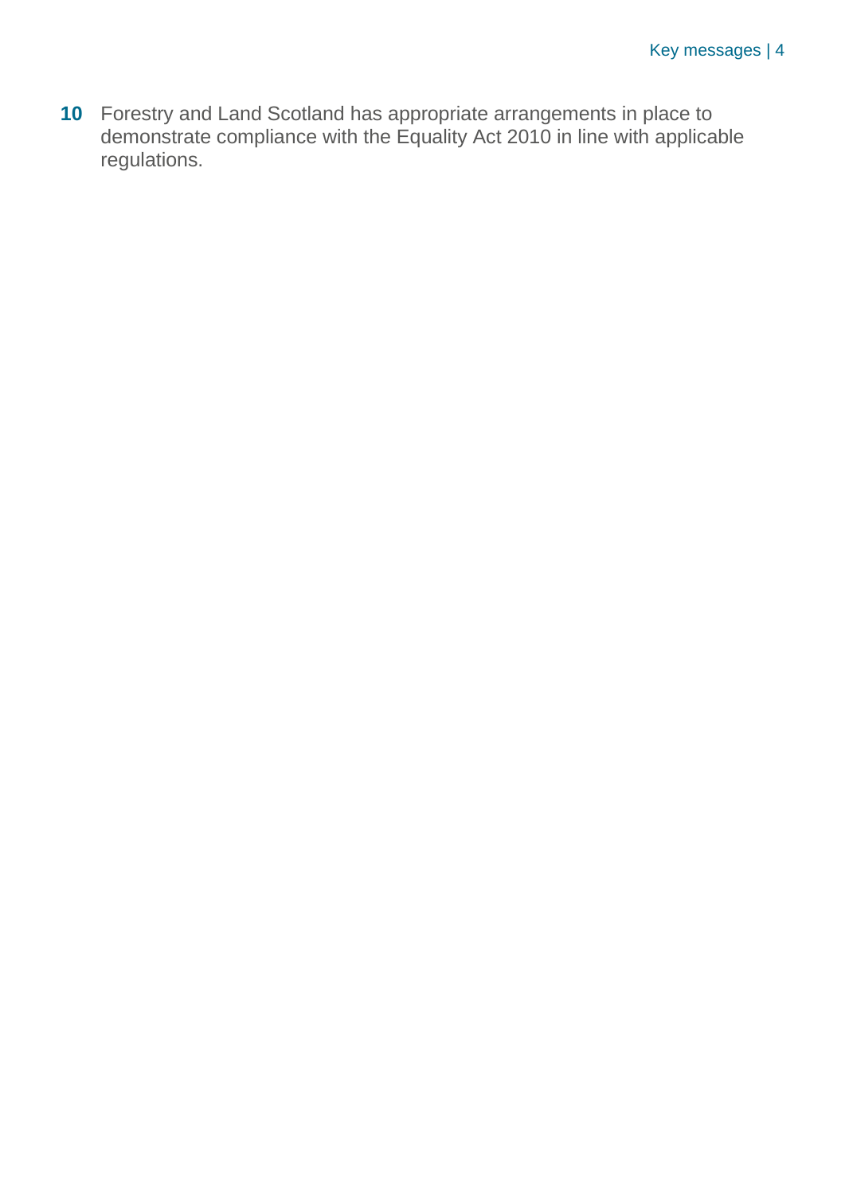**10** Forestry and Land Scotland has appropriate arrangements in place to demonstrate compliance with the Equality Act 2010 in line with applicable regulations.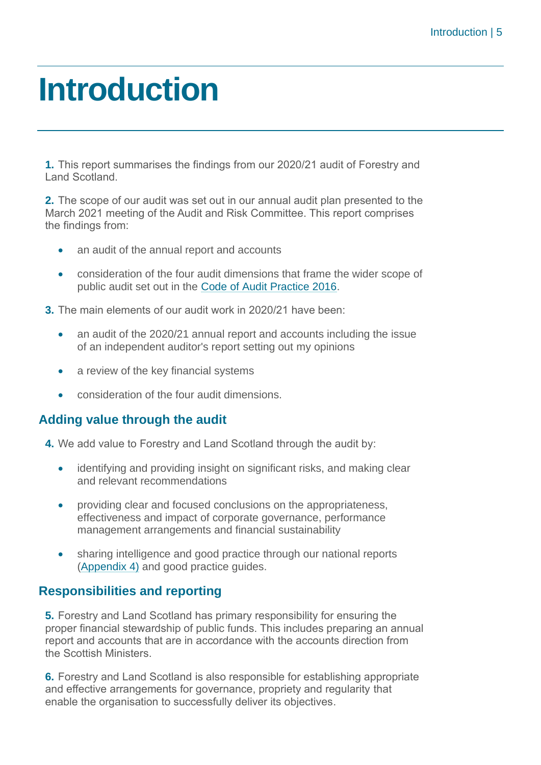# Introduction

**1.** This report summarises the findings from our 2020/21 audit of Forestry and Land Scotland.

**2.** The scope of our audit was set out in our annual audit plan presented to the March 2021 meeting of the Audit and Risk Committee. This report comprises the findings from:

- an audit of the annual report and accounts
- consideration of the four audit dimensions that frame the wider scope of public audit set out in the Code of Audit Practice 2016.

**3.** The main elements of our audit work in 2020/21 have been:

- an audit of the 2020/21 annual report and accounts including the issue of an independent auditor's report setting out my opinions
- a review of the key financial systems
- consideration of the four audit dimensions.

## Adding value through the audit

**4.** We add value to Forestry and Land Scotland through the audit by:

- identifying and providing insight on significant risks, and making clear and relevant recommendations
- providing clear and focused conclusions on the appropriateness, effectiveness and impact of corporate governance, performance management arrangements and financial sustainability
- sharing intelligence and good practice through our national reports (Appendix 4) and good practice guides.

## Responsibilities and reporting

**5.** Forestry and Land Scotland has primary responsibility for ensuring the proper financial stewardship of public funds. This includes preparing an annual report and accounts that are in accordance with the accounts direction from the Scottish Ministers.

**6.** Forestry and Land Scotland is also responsible for establishing appropriate and effective arrangements for governance, propriety and regularity that enable the organisation to successfully deliver its objectives.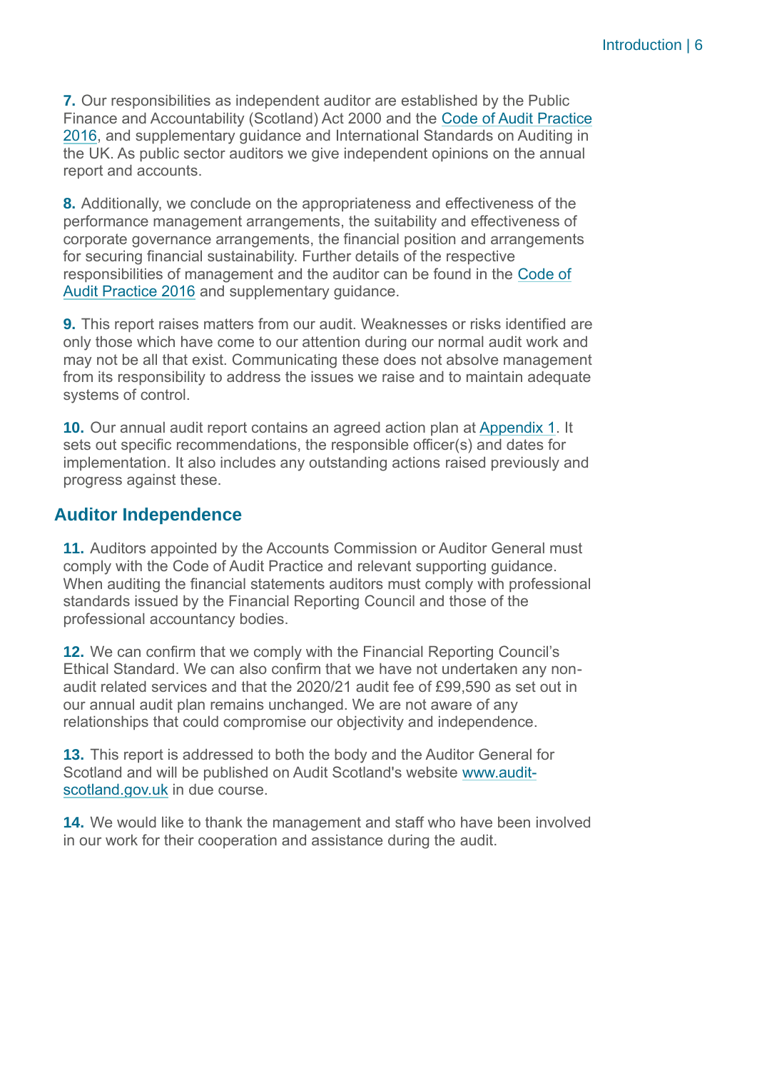**7.** Our responsibilities as independent auditor are established by the Public Finance and Accountability (Scotland) Act 2000 and the Code of Audit Practice 2016, and supplementary guidance and International Standards on Auditing in the UK. As public sector auditors we give independent opinions on the annual report and accounts.

**8.** Additionally, we conclude on the appropriateness and effectiveness of the performance management arrangements, the suitability and effectiveness of corporate governance arrangements, the financial position and arrangements for securing financial sustainability. Further details of the respective responsibilities of management and the auditor can be found in the Code of Audit Practice 2016 and supplementary guidance.

**9.** This report raises matters from our audit. Weaknesses or risks identified are only those which have come to our attention during our normal audit work and may not be all that exist. Communicating these does not absolve management from its responsibility to address the issues we raise and to maintain adequate systems of control.

**10.** Our annual audit report contains an agreed action plan at Appendix 1. It sets out specific recommendations, the responsible officer(s) and dates for implementation. It also includes any outstanding actions raised previously and progress against these.

## Auditor Independence

**11.** Auditors appointed by the Accounts Commission or Auditor General must comply with the Code of Audit Practice and relevant supporting guidance. When auditing the financial statements auditors must comply with professional standards issued by the Financial Reporting Council and those of the professional accountancy bodies.

**12.** We can confirm that we comply with the Financial Reporting Council's Ethical Standard. We can also confirm that we have not undertaken any non-audit related services and that the 2020/21 audit fee of £99,590 as set out in our annual audit plan remains unchanged. We are not aware of any relationships that could compromise our objectivity and independence.

**13.** This report is addressed to both the body and the Auditor General for Scotland and will be published on Audit Scotland's website www.audit-scotland.gov.uk in due course.

**14.** We would like to thank the management and staff who have been involved in our work for their cooperation and assistance during the audit.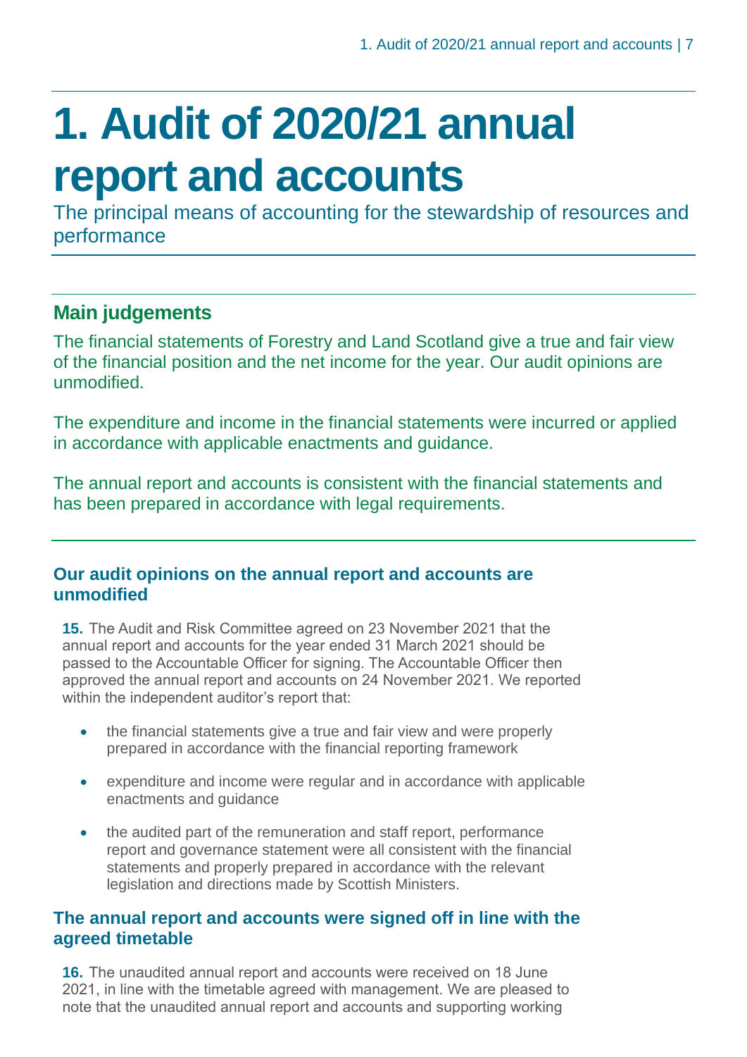# 1. Audit of 2020/21 annual report and accounts

The principal means of accounting for the stewardship of resources and performance

## Main judgements

The financial statements of Forestry and Land Scotland give a true and fair view of the financial position and the net income for the year. Our audit opinions are unmodified.

The expenditure and income in the financial statements were incurred or applied in accordance with applicable enactments and guidance.

The annual report and accounts is consistent with the financial statements and has been prepared in accordance with legal requirements.

### Our audit opinions on the annual report and accounts are unmodified

**15.** The Audit and Risk Committee agreed on 23 November 2021 that the annual report and accounts for the year ended 31 March 2021 should be passed to the Accountable Officer for signing. The Accountable Officer then approved the annual report and accounts on 24 November 2021. We reported within the independent auditor's report that:

- the financial statements give a true and fair view and were properly prepared in accordance with the financial reporting framework
- expenditure and income were regular and in accordance with applicable enactments and guidance
- the audited part of the remuneration and staff report, performance report and governance statement were all consistent with the financial statements and properly prepared in accordance with the relevant legislation and directions made by Scottish Ministers.

### The annual report and accounts were signed off in line with the agreed timetable

**16.** The unaudited annual report and accounts were received on 18 June 2021, in line with the timetable agreed with management. We are pleased to note that the unaudited annual report and accounts and supporting working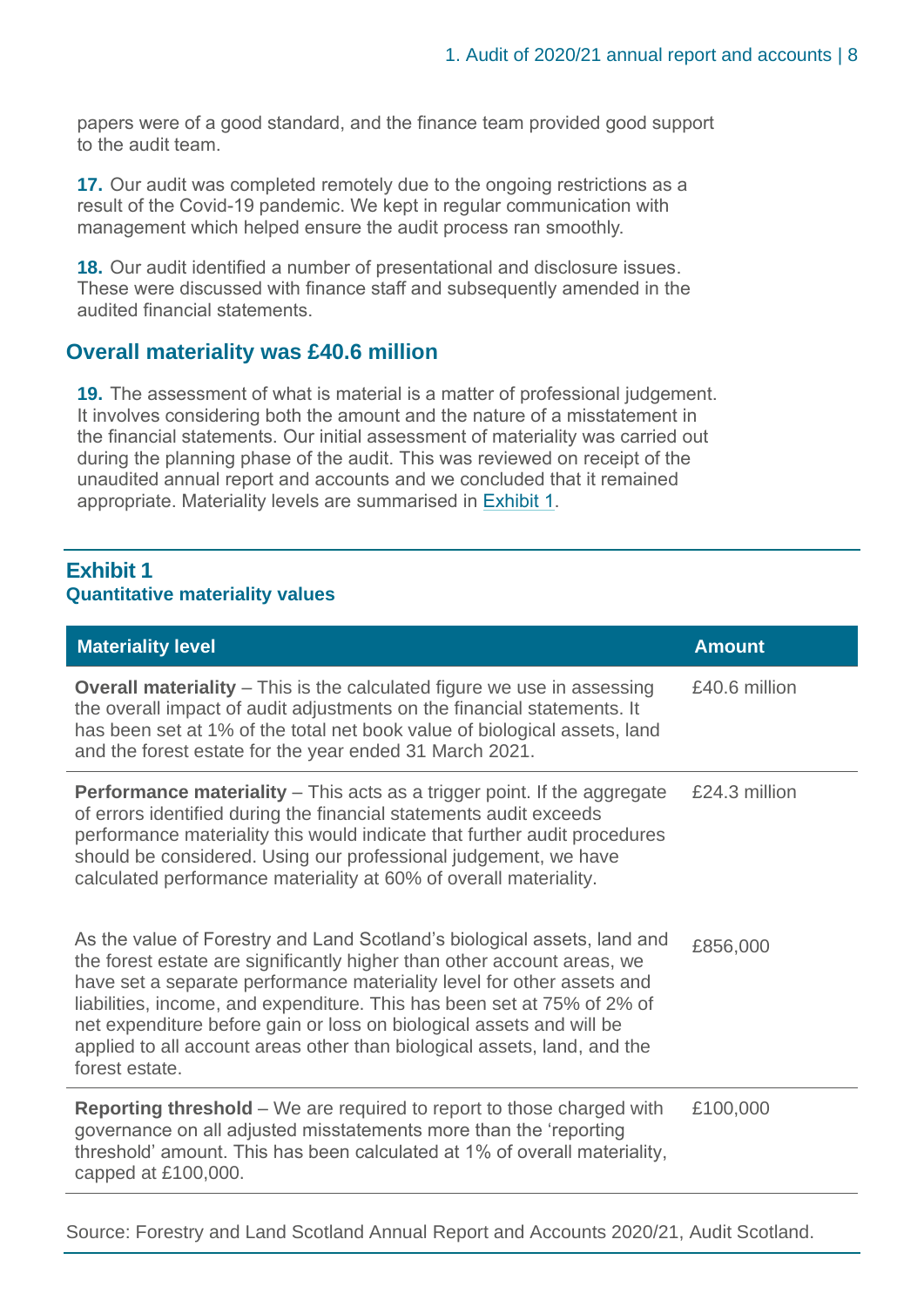papers were of a good standard, and the finance team provided good support to the audit team.

**17.** Our audit was completed remotely due to the ongoing restrictions as a result of the Covid-19 pandemic. We kept in regular communication with management which helped ensure the audit process ran smoothly.

**18.** Our audit identified a number of presentational and disclosure issues. These were discussed with finance staff and subsequently amended in the audited financial statements.

## Overall materiality was £40.6 million

**19.** The assessment of what is material is a matter of professional judgement. It involves considering both the amount and the nature of a misstatement in the financial statements. Our initial assessment of materiality was carried out during the planning phase of the audit. This was reviewed on receipt of the unaudited annual report and accounts and we concluded that it remained appropriate. Materiality levels are summarised in Exhibit 1.

### Exhibit 1
**Quantitative materiality values**

| Materiality level | Amount |
| --- | --- |
| **Overall materiality** – This is the calculated figure we use in assessing the overall impact of audit adjustments on the financial statements. It has been set at 1% of the total net book value of biological assets, land and the forest estate for the year ended 31 March 2021. | £40.6 million |
| **Performance materiality** – This acts as a trigger point. If the aggregate of errors identified during the financial statements audit exceeds performance materiality this would indicate that further audit procedures should be considered. Using our professional judgement, we have calculated performance materiality at 60% of overall materiality. | £24.3 million |
| As the value of Forestry and Land Scotland's biological assets, land and the forest estate are significantly higher than other account areas, we have set a separate performance materiality level for other assets and liabilities, income, and expenditure. This has been set at 75% of 2% of net expenditure before gain or loss on biological assets and will be applied to all account areas other than biological assets, land, and the forest estate. | £856,000 |
| **Reporting threshold** – We are required to report to those charged with governance on all adjusted misstatements more than the 'reporting threshold' amount. This has been calculated at 1% of overall materiality, capped at £100,000. | £100,000 |

Source: Forestry and Land Scotland Annual Report and Accounts 2020/21, Audit Scotland.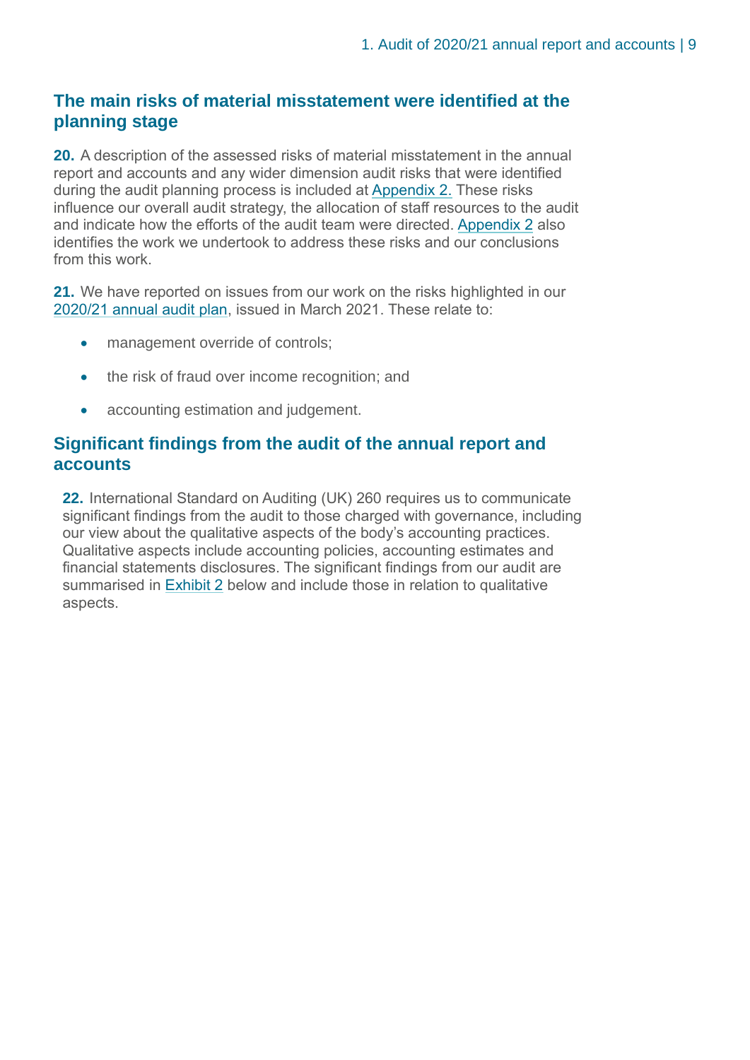## The main risks of material misstatement were identified at the planning stage

**20.** A description of the assessed risks of material misstatement in the annual report and accounts and any wider dimension audit risks that were identified during the audit planning process is included at Appendix 2. These risks influence our overall audit strategy, the allocation of staff resources to the audit and indicate how the efforts of the audit team were directed. Appendix 2 also identifies the work we undertook to address these risks and our conclusions from this work.

**21.** We have reported on issues from our work on the risks highlighted in our 2020/21 annual audit plan, issued in March 2021. These relate to:

- management override of controls;
- the risk of fraud over income recognition; and
- accounting estimation and judgement.

## Significant findings from the audit of the annual report and accounts

**22.** International Standard on Auditing (UK) 260 requires us to communicate significant findings from the audit to those charged with governance, including our view about the qualitative aspects of the body's accounting practices. Qualitative aspects include accounting policies, accounting estimates and financial statements disclosures. The significant findings from our audit are summarised in Exhibit 2 below and include those in relation to qualitative aspects.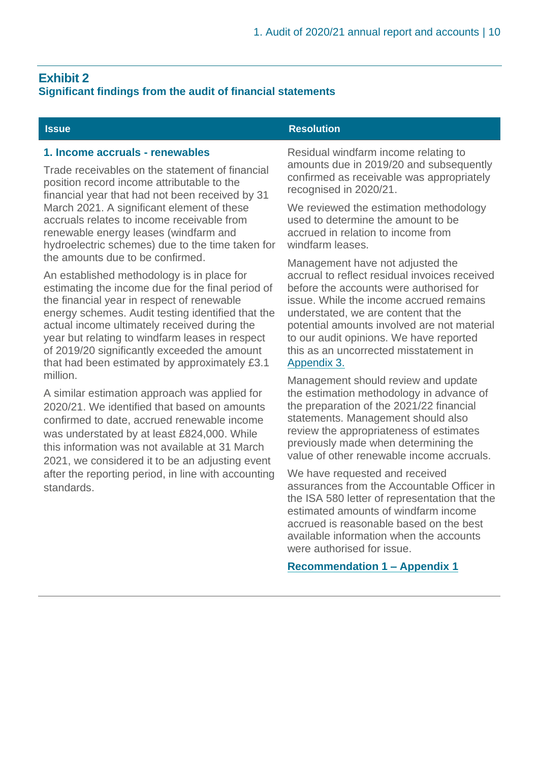## Exhibit 2

### Significant findings from the audit of financial statements

| Issue | Resolution |
| --- | --- |
| **1. Income accruals - renewables**<br><br>Trade receivables on the statement of financial position record income attributable to the financial year that had not been received by 31 March 2021. A significant element of these accruals relates to income receivable from renewable energy leases (windfarm and hydroelectric schemes) due to the time taken for the amounts due to be confirmed.<br><br>An established methodology is in place for estimating the income due for the final period of the financial year in respect of renewable energy schemes. Audit testing identified that the actual income ultimately received during the year but relating to windfarm leases in respect of 2019/20 significantly exceeded the amount that had been estimated by approximately £3.1 million.<br><br>A similar estimation approach was applied for 2020/21. We identified that based on amounts confirmed to date, accrued renewable income was understated by at least £824,000. While this information was not available at 31 March 2021, we considered it to be an adjusting event after the reporting period, in line with accounting standards. | Residual windfarm income relating to amounts due in 2019/20 and subsequently confirmed as receivable was appropriately recognised in 2020/21.<br><br>We reviewed the estimation methodology used to determine the amount to be accrued in relation to income from windfarm leases.<br><br>Management have not adjusted the accrual to reflect residual invoices received before the accounts were authorised for issue. While the income accrued remains understated, we are content that the potential amounts involved are not material to our audit opinions. We have reported this as an uncorrected misstatement in Appendix 3.<br><br>Management should review and update the estimation methodology in advance of the preparation of the 2021/22 financial statements. Management should also review the appropriateness of estimates previously made when determining the value of other renewable income accruals.<br><br>We have requested and received assurances from the Accountable Officer in the ISA 580 letter of representation that the estimated amounts of windfarm income accrued is reasonable based on the best available information when the accounts were authorised for issue.<br><br>**Recommendation 1 – Appendix 1** |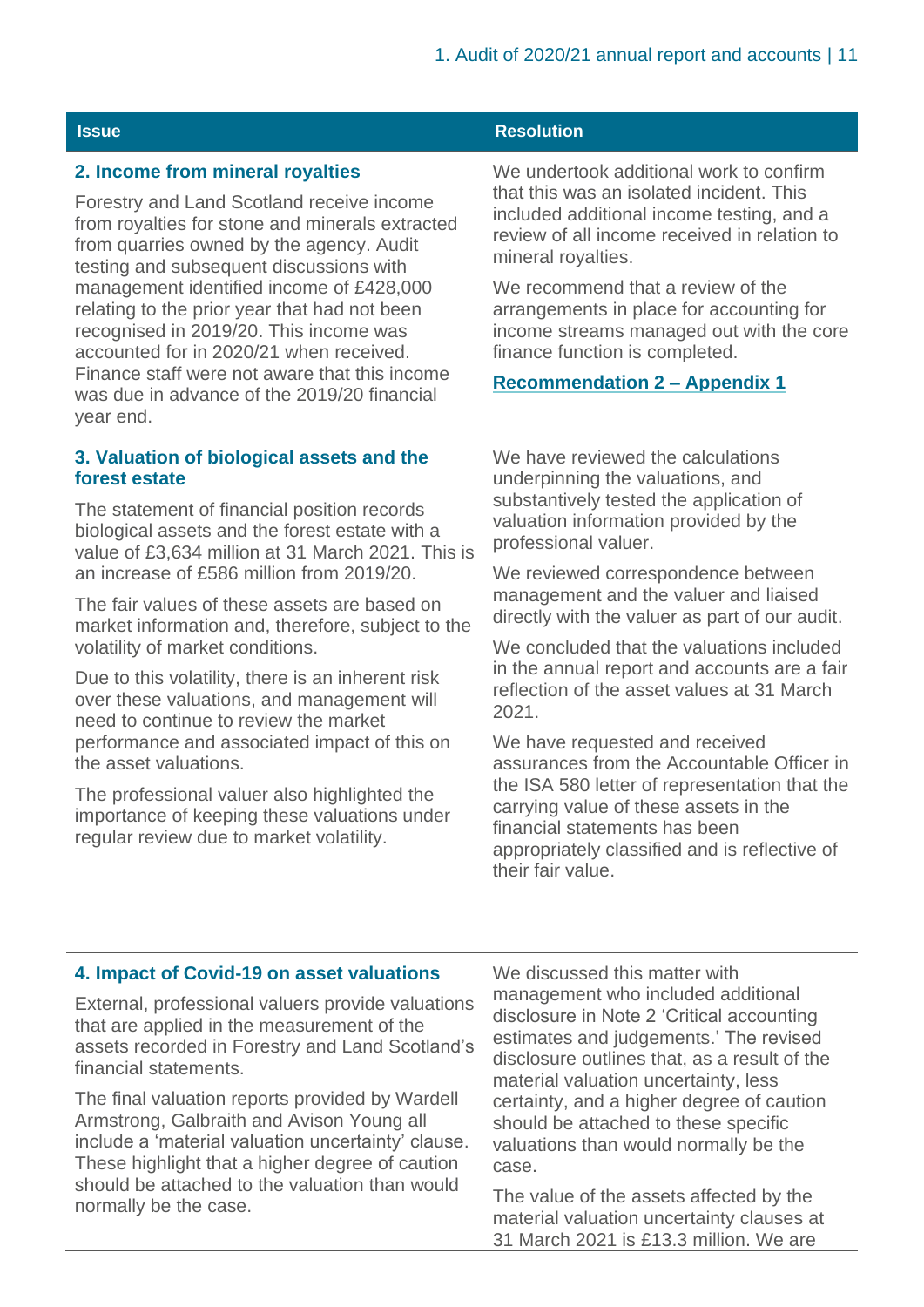| Issue | Resolution |
| --- | --- |
| **2. Income from mineral royalties**<br><br>Forestry and Land Scotland receive income from royalties for stone and minerals extracted from quarries owned by the agency. Audit testing and subsequent discussions with management identified income of £428,000 relating to the prior year that had not been recognised in 2019/20. This income was accounted for in 2020/21 when received. Finance staff were not aware that this income was due in advance of the 2019/20 financial year end. | We undertook additional work to confirm that this was an isolated incident. This included additional income testing, and a review of all income received in relation to mineral royalties.<br><br>We recommend that a review of the arrangements in place for accounting for income streams managed out with the core finance function is completed.<br><br>**Recommendation 2 – Appendix 1** |
| **3. Valuation of biological assets and the forest estate**<br><br>The statement of financial position records biological assets and the forest estate with a value of £3,634 million at 31 March 2021. This is an increase of £586 million from 2019/20.<br><br>The fair values of these assets are based on market information and, therefore, subject to the volatility of market conditions.<br><br>Due to this volatility, there is an inherent risk over these valuations, and management will need to continue to review the market performance and associated impact of this on the asset valuations.<br><br>The professional valuer also highlighted the importance of keeping these valuations under regular review due to market volatility. | We have reviewed the calculations underpinning the valuations, and substantively tested the application of valuation information provided by the professional valuer.<br><br>We reviewed correspondence between management and the valuer and liaised directly with the valuer as part of our audit.<br><br>We concluded that the valuations included in the annual report and accounts are a fair reflection of the asset values at 31 March 2021.<br><br>We have requested and received assurances from the Accountable Officer in the ISA 580 letter of representation that the carrying value of these assets in the financial statements has been appropriately classified and is reflective of their fair value. |
| **4. Impact of Covid-19 on asset valuations**<br><br>External, professional valuers provide valuations that are applied in the measurement of the assets recorded in Forestry and Land Scotland's financial statements.<br><br>The final valuation reports provided by Wardell Armstrong, Galbraith and Avison Young all include a 'material valuation uncertainty' clause. These highlight that a higher degree of caution should be attached to the valuation than would normally be the case. | We discussed this matter with management who included additional disclosure in Note 2 'Critical accounting estimates and judgements.' The revised disclosure outlines that, as a result of the material valuation uncertainty, less certainty, and a higher degree of caution should be attached to these specific valuations than would normally be the case.<br><br>The value of the assets affected by the material valuation uncertainty clauses at 31 March 2021 is £13.3 million. We are |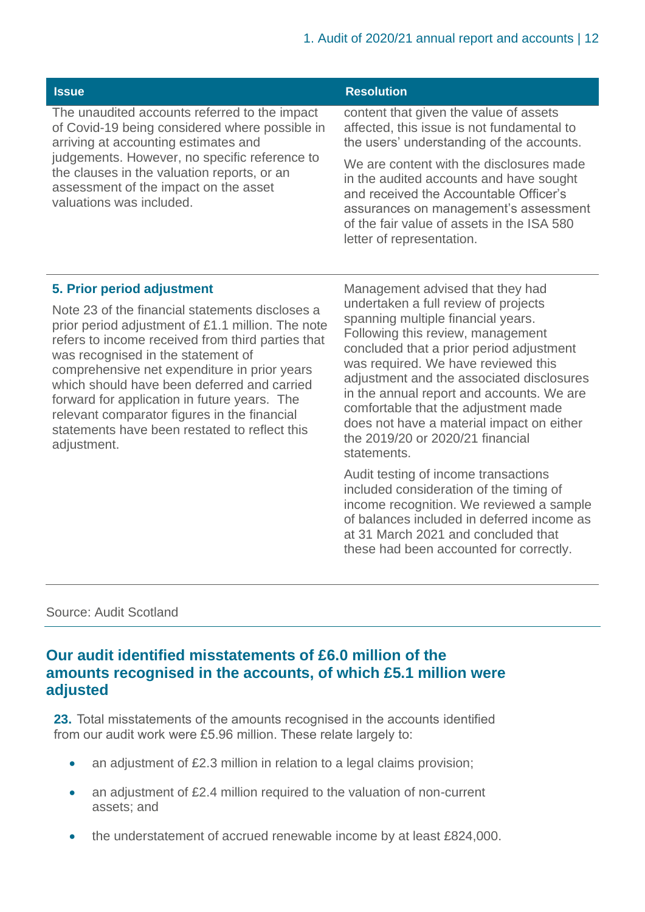| Issue | Resolution |
| --- | --- |
| The unaudited accounts referred to the impact of Covid-19 being considered where possible in arriving at accounting estimates and judgements. However, no specific reference to the clauses in the valuation reports, or an assessment of the impact on the asset valuations was included. | content that given the value of assets affected, this issue is not fundamental to the users' understanding of the accounts.<br><br>We are content with the disclosures made in the audited accounts and have sought and received the Accountable Officer's assurances on management's assessment of the fair value of assets in the ISA 580 letter of representation. |
| **5. Prior period adjustment**<br><br>Note 23 of the financial statements discloses a prior period adjustment of £1.1 million. The note refers to income received from third parties that was recognised in the statement of comprehensive net expenditure in prior years which should have been deferred and carried forward for application in future years. The relevant comparator figures in the financial statements have been restated to reflect this adjustment. | Management advised that they had undertaken a full review of projects spanning multiple financial years. Following this review, management concluded that a prior period adjustment was required. We have reviewed this adjustment and the associated disclosures in the annual report and accounts. We are comfortable that the adjustment made does not have a material impact on either the 2019/20 or 2020/21 financial statements.<br><br>Audit testing of income transactions included consideration of the timing of income recognition. We reviewed a sample of balances included in deferred income as at 31 March 2021 and concluded that these had been accounted for correctly. |

Source: Audit Scotland

## Our audit identified misstatements of £6.0 million of the amounts recognised in the accounts, of which £5.1 million were adjusted

**23.** Total misstatements of the amounts recognised in the accounts identified from our audit work were £5.96 million. These relate largely to:

- an adjustment of £2.3 million in relation to a legal claims provision;
- an adjustment of £2.4 million required to the valuation of non-current assets; and
- the understatement of accrued renewable income by at least £824,000.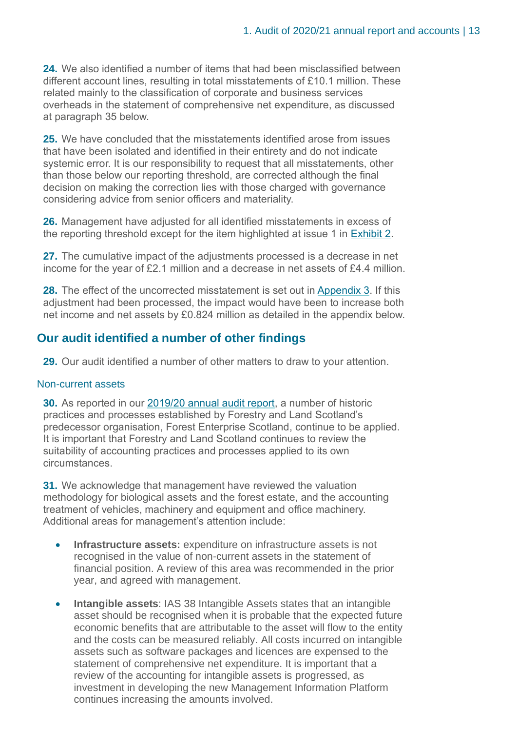**24.** We also identified a number of items that had been misclassified between different account lines, resulting in total misstatements of £10.1 million. These related mainly to the classification of corporate and business services overheads in the statement of comprehensive net expenditure, as discussed at paragraph 35 below.

**25.** We have concluded that the misstatements identified arose from issues that have been isolated and identified in their entirety and do not indicate systemic error. It is our responsibility to request that all misstatements, other than those below our reporting threshold, are corrected although the final decision on making the correction lies with those charged with governance considering advice from senior officers and materiality.

**26.** Management have adjusted for all identified misstatements in excess of the reporting threshold except for the item highlighted at issue 1 in Exhibit 2.

**27.** The cumulative impact of the adjustments processed is a decrease in net income for the year of £2.1 million and a decrease in net assets of £4.4 million.

**28.** The effect of the uncorrected misstatement is set out in Appendix 3. If this adjustment had been processed, the impact would have been to increase both net income and net assets by £0.824 million as detailed in the appendix below.

## Our audit identified a number of other findings

**29.** Our audit identified a number of other matters to draw to your attention.

### Non-current assets

**30.** As reported in our 2019/20 annual audit report, a number of historic practices and processes established by Forestry and Land Scotland's predecessor organisation, Forest Enterprise Scotland, continue to be applied. It is important that Forestry and Land Scotland continues to review the suitability of accounting practices and processes applied to its own circumstances.

**31.** We acknowledge that management have reviewed the valuation methodology for biological assets and the forest estate, and the accounting treatment of vehicles, machinery and equipment and office machinery. Additional areas for management's attention include:

- **Infrastructure assets:** expenditure on infrastructure assets is not recognised in the value of non-current assets in the statement of financial position. A review of this area was recommended in the prior year, and agreed with management.
- **Intangible assets**: IAS 38 Intangible Assets states that an intangible asset should be recognised when it is probable that the expected future economic benefits that are attributable to the asset will flow to the entity and the costs can be measured reliably. All costs incurred on intangible assets such as software packages and licences are expensed to the statement of comprehensive net expenditure. It is important that a review of the accounting for intangible assets is progressed, as investment in developing the new Management Information Platform continues increasing the amounts involved.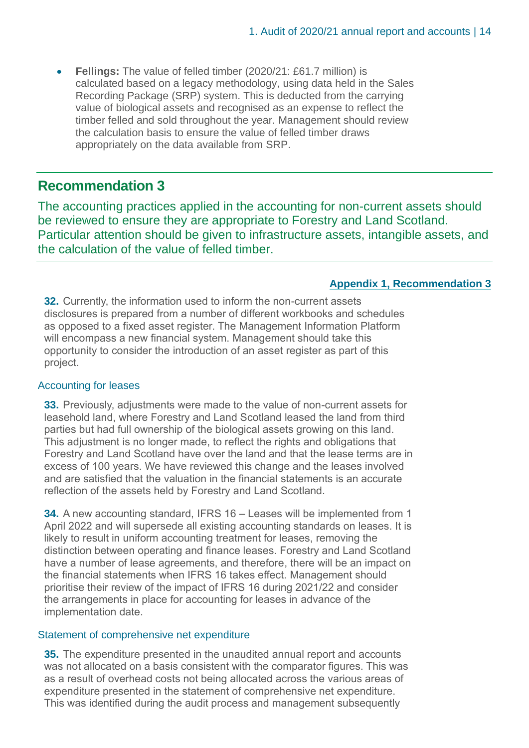- **Fellings:** The value of felled timber (2020/21: £61.7 million) is calculated based on a legacy methodology, using data held in the Sales Recording Package (SRP) system. This is deducted from the carrying value of biological assets and recognised as an expense to reflect the timber felled and sold throughout the year. Management should review the calculation basis to ensure the value of felled timber draws appropriately on the data available from SRP.

## Recommendation 3

The accounting practices applied in the accounting for non-current assets should be reviewed to ensure they are appropriate to Forestry and Land Scotland. Particular attention should be given to infrastructure assets, intangible assets, and the calculation of the value of felled timber.

**Appendix 1, Recommendation 3**

**32.** Currently, the information used to inform the non-current assets disclosures is prepared from a number of different workbooks and schedules as opposed to a fixed asset register. The Management Information Platform will encompass a new financial system. Management should take this opportunity to consider the introduction of an asset register as part of this project.

### Accounting for leases

**33.** Previously, adjustments were made to the value of non-current assets for leasehold land, where Forestry and Land Scotland leased the land from third parties but had full ownership of the biological assets growing on this land. This adjustment is no longer made, to reflect the rights and obligations that Forestry and Land Scotland have over the land and that the lease terms are in excess of 100 years. We have reviewed this change and the leases involved and are satisfied that the valuation in the financial statements is an accurate reflection of the assets held by Forestry and Land Scotland.

**34.** A new accounting standard, IFRS 16 – Leases will be implemented from 1 April 2022 and will supersede all existing accounting standards on leases. It is likely to result in uniform accounting treatment for leases, removing the distinction between operating and finance leases. Forestry and Land Scotland have a number of lease agreements, and therefore, there will be an impact on the financial statements when IFRS 16 takes effect. Management should prioritise their review of the impact of IFRS 16 during 2021/22 and consider the arrangements in place for accounting for leases in advance of the implementation date.

### Statement of comprehensive net expenditure

**35.** The expenditure presented in the unaudited annual report and accounts was not allocated on a basis consistent with the comparator figures. This was as a result of overhead costs not being allocated across the various areas of expenditure presented in the statement of comprehensive net expenditure. This was identified during the audit process and management subsequently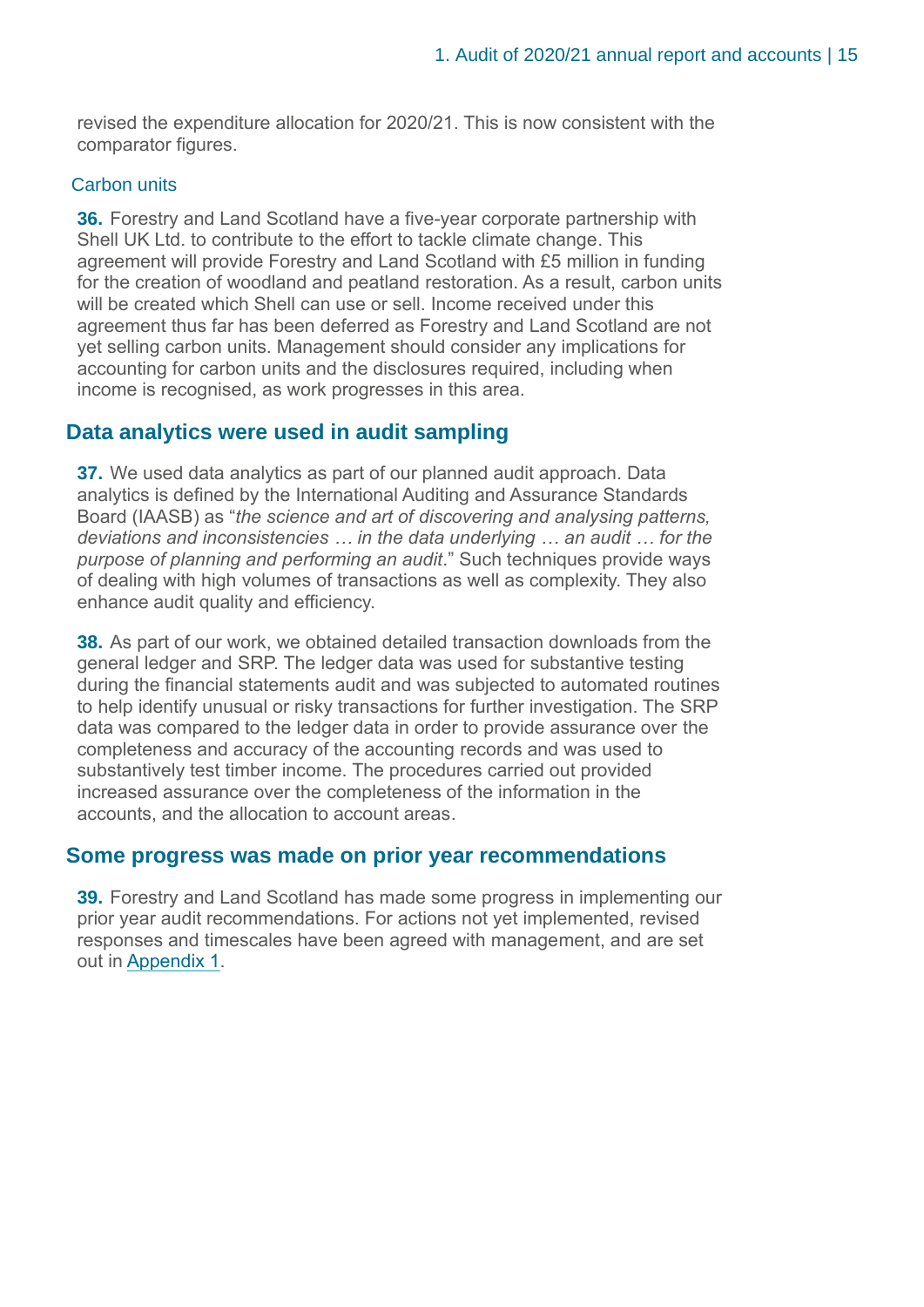revised the expenditure allocation for 2020/21. This is now consistent with the comparator figures.

### Carbon units

**36.** Forestry and Land Scotland have a five-year corporate partnership with Shell UK Ltd. to contribute to the effort to tackle climate change. This agreement will provide Forestry and Land Scotland with £5 million in funding for the creation of woodland and peatland restoration. As a result, carbon units will be created which Shell can use or sell. Income received under this agreement thus far has been deferred as Forestry and Land Scotland are not yet selling carbon units. Management should consider any implications for accounting for carbon units and the disclosures required, including when income is recognised, as work progresses in this area.

## Data analytics were used in audit sampling

**37.** We used data analytics as part of our planned audit approach. Data analytics is defined by the International Auditing and Assurance Standards Board (IAASB) as "*the science and art of discovering and analysing patterns, deviations and inconsistencies … in the data underlying … an audit … for the purpose of planning and performing an audit*." Such techniques provide ways of dealing with high volumes of transactions as well as complexity. They also enhance audit quality and efficiency.

**38.** As part of our work, we obtained detailed transaction downloads from the general ledger and SRP. The ledger data was used for substantive testing during the financial statements audit and was subjected to automated routines to help identify unusual or risky transactions for further investigation. The SRP data was compared to the ledger data in order to provide assurance over the completeness and accuracy of the accounting records and was used to substantively test timber income. The procedures carried out provided increased assurance over the completeness of the information in the accounts, and the allocation to account areas.

## Some progress was made on prior year recommendations

**39.** Forestry and Land Scotland has made some progress in implementing our prior year audit recommendations. For actions not yet implemented, revised responses and timescales have been agreed with management, and are set out in Appendix 1.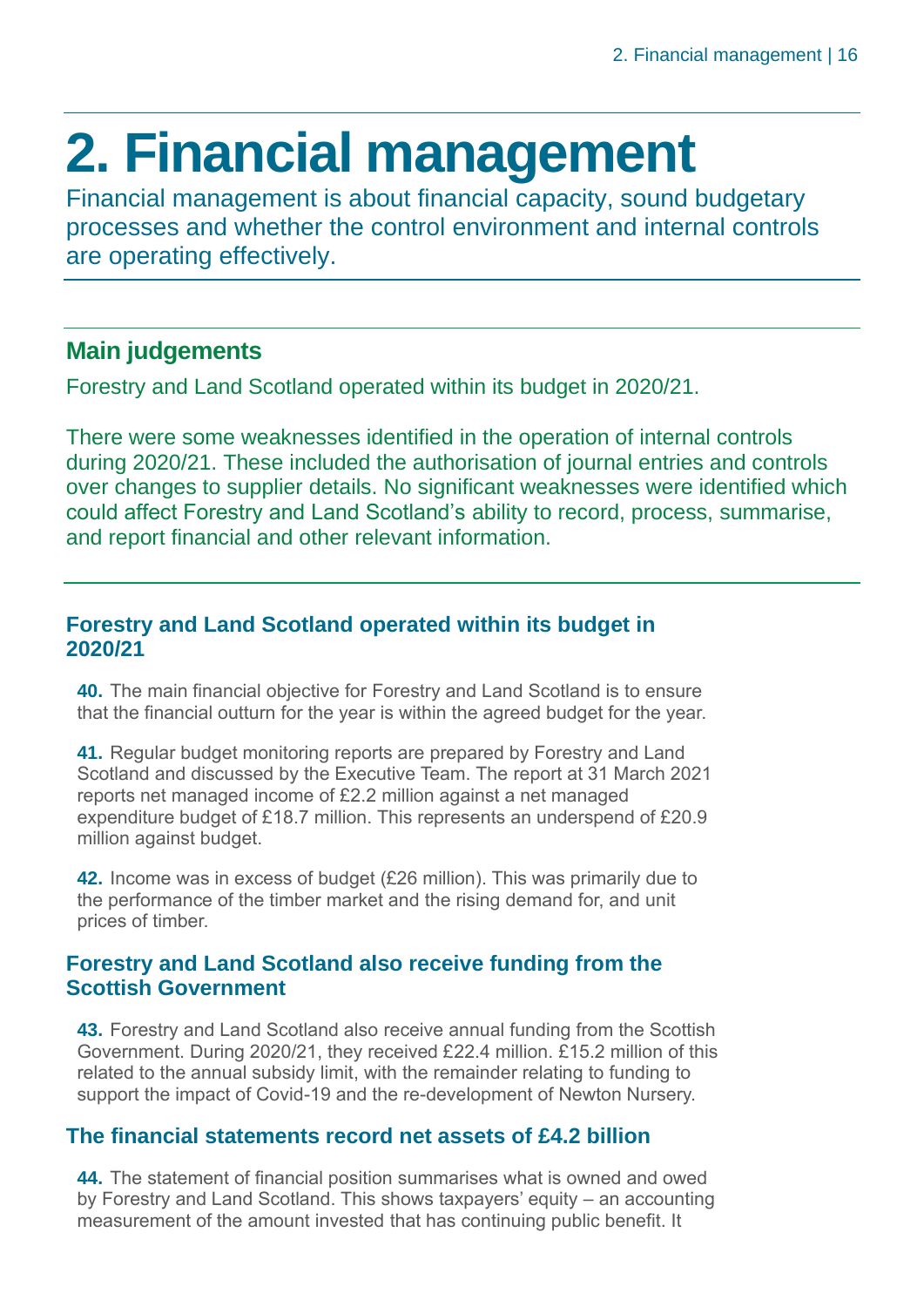# 2. Financial management

Financial management is about financial capacity, sound budgetary processes and whether the control environment and internal controls are operating effectively.

## Main judgements

Forestry and Land Scotland operated within its budget in 2020/21.

There were some weaknesses identified in the operation of internal controls during 2020/21. These included the authorisation of journal entries and controls over changes to supplier details. No significant weaknesses were identified which could affect Forestry and Land Scotland's ability to record, process, summarise, and report financial and other relevant information.

### Forestry and Land Scotland operated within its budget in 2020/21

**40.** The main financial objective for Forestry and Land Scotland is to ensure that the financial outturn for the year is within the agreed budget for the year.

**41.** Regular budget monitoring reports are prepared by Forestry and Land Scotland and discussed by the Executive Team. The report at 31 March 2021 reports net managed income of £2.2 million against a net managed expenditure budget of £18.7 million. This represents an underspend of £20.9 million against budget.

**42.** Income was in excess of budget (£26 million). This was primarily due to the performance of the timber market and the rising demand for, and unit prices of timber.

### Forestry and Land Scotland also receive funding from the Scottish Government

**43.** Forestry and Land Scotland also receive annual funding from the Scottish Government. During 2020/21, they received £22.4 million. £15.2 million of this related to the annual subsidy limit, with the remainder relating to funding to support the impact of Covid-19 and the re-development of Newton Nursery.

### The financial statements record net assets of £4.2 billion

**44.** The statement of financial position summarises what is owned and owed by Forestry and Land Scotland. This shows taxpayers' equity – an accounting measurement of the amount invested that has continuing public benefit. It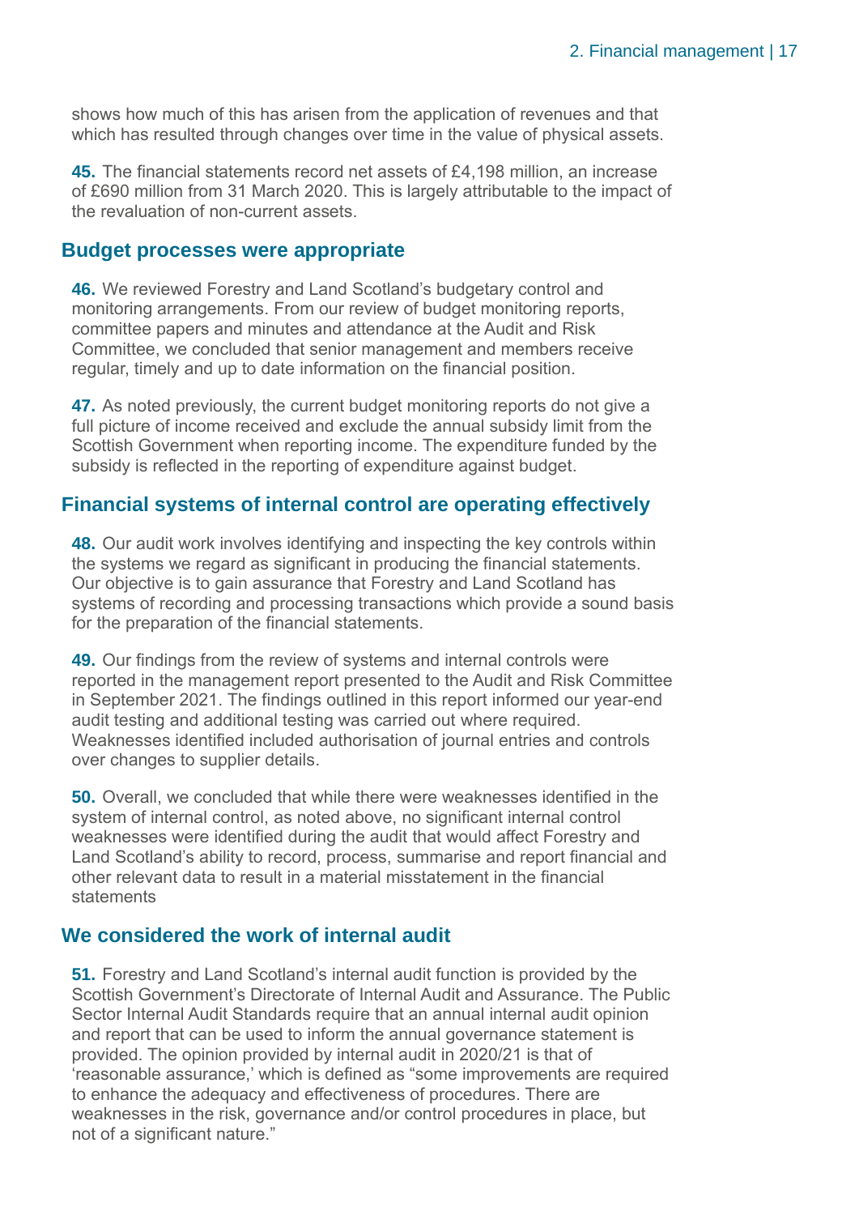shows how much of this has arisen from the application of revenues and that which has resulted through changes over time in the value of physical assets.

**45.** The financial statements record net assets of £4,198 million, an increase of £690 million from 31 March 2020. This is largely attributable to the impact of the revaluation of non-current assets.

## Budget processes were appropriate

**46.** We reviewed Forestry and Land Scotland's budgetary control and monitoring arrangements. From our review of budget monitoring reports, committee papers and minutes and attendance at the Audit and Risk Committee, we concluded that senior management and members receive regular, timely and up to date information on the financial position.

**47.** As noted previously, the current budget monitoring reports do not give a full picture of income received and exclude the annual subsidy limit from the Scottish Government when reporting income. The expenditure funded by the subsidy is reflected in the reporting of expenditure against budget.

## Financial systems of internal control are operating effectively

**48.** Our audit work involves identifying and inspecting the key controls within the systems we regard as significant in producing the financial statements. Our objective is to gain assurance that Forestry and Land Scotland has systems of recording and processing transactions which provide a sound basis for the preparation of the financial statements.

**49.** Our findings from the review of systems and internal controls were reported in the management report presented to the Audit and Risk Committee in September 2021. The findings outlined in this report informed our year-end audit testing and additional testing was carried out where required. Weaknesses identified included authorisation of journal entries and controls over changes to supplier details.

**50.** Overall, we concluded that while there were weaknesses identified in the system of internal control, as noted above, no significant internal control weaknesses were identified during the audit that would affect Forestry and Land Scotland's ability to record, process, summarise and report financial and other relevant data to result in a material misstatement in the financial statements

## We considered the work of internal audit

**51.** Forestry and Land Scotland's internal audit function is provided by the Scottish Government's Directorate of Internal Audit and Assurance. The Public Sector Internal Audit Standards require that an annual internal audit opinion and report that can be used to inform the annual governance statement is provided. The opinion provided by internal audit in 2020/21 is that of 'reasonable assurance,' which is defined as "some improvements are required to enhance the adequacy and effectiveness of procedures. There are weaknesses in the risk, governance and/or control procedures in place, but not of a significant nature."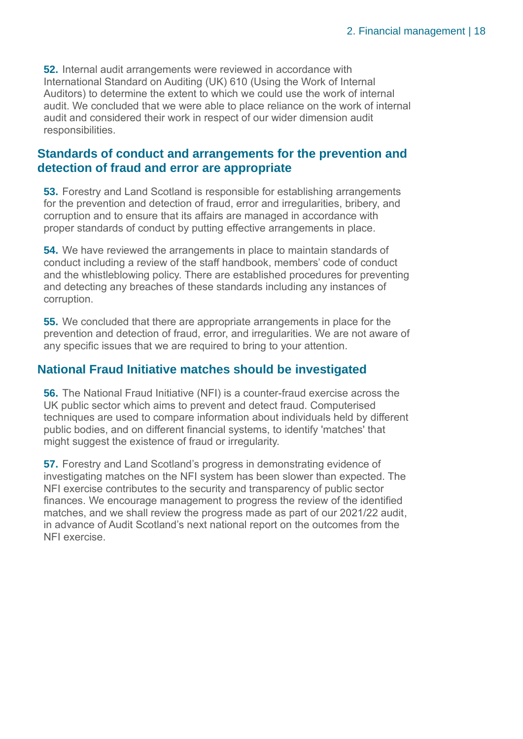**52.** Internal audit arrangements were reviewed in accordance with International Standard on Auditing (UK) 610 (Using the Work of Internal Auditors) to determine the extent to which we could use the work of internal audit. We concluded that we were able to place reliance on the work of internal audit and considered their work in respect of our wider dimension audit responsibilities.

## Standards of conduct and arrangements for the prevention and detection of fraud and error are appropriate

**53.** Forestry and Land Scotland is responsible for establishing arrangements for the prevention and detection of fraud, error and irregularities, bribery, and corruption and to ensure that its affairs are managed in accordance with proper standards of conduct by putting effective arrangements in place.

**54.** We have reviewed the arrangements in place to maintain standards of conduct including a review of the staff handbook, members' code of conduct and the whistleblowing policy. There are established procedures for preventing and detecting any breaches of these standards including any instances of corruption.

**55.** We concluded that there are appropriate arrangements in place for the prevention and detection of fraud, error, and irregularities. We are not aware of any specific issues that we are required to bring to your attention.

## National Fraud Initiative matches should be investigated

**56.** The National Fraud Initiative (NFI) is a counter-fraud exercise across the UK public sector which aims to prevent and detect fraud. Computerised techniques are used to compare information about individuals held by different public bodies, and on different financial systems, to identify 'matches' that might suggest the existence of fraud or irregularity.

**57.** Forestry and Land Scotland's progress in demonstrating evidence of investigating matches on the NFI system has been slower than expected. The NFI exercise contributes to the security and transparency of public sector finances. We encourage management to progress the review of the identified matches, and we shall review the progress made as part of our 2021/22 audit, in advance of Audit Scotland's next national report on the outcomes from the NFI exercise.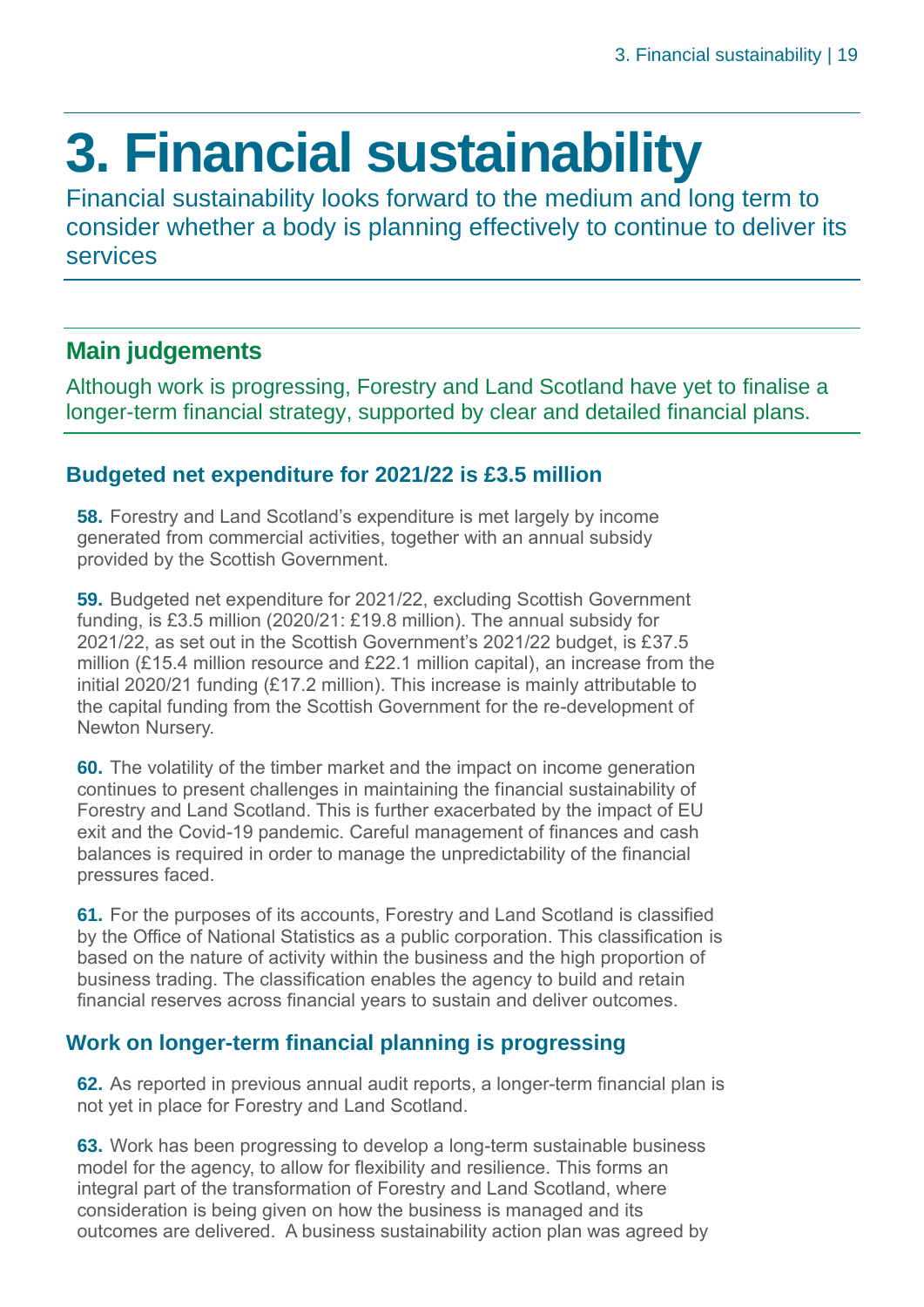# 3. Financial sustainability

Financial sustainability looks forward to the medium and long term to consider whether a body is planning effectively to continue to deliver its services

## Main judgements

Although work is progressing, Forestry and Land Scotland have yet to finalise a longer-term financial strategy, supported by clear and detailed financial plans.

### Budgeted net expenditure for 2021/22 is £3.5 million

**58.** Forestry and Land Scotland's expenditure is met largely by income generated from commercial activities, together with an annual subsidy provided by the Scottish Government.

**59.** Budgeted net expenditure for 2021/22, excluding Scottish Government funding, is £3.5 million (2020/21: £19.8 million). The annual subsidy for 2021/22, as set out in the Scottish Government's 2021/22 budget, is £37.5 million (£15.4 million resource and £22.1 million capital), an increase from the initial 2020/21 funding (£17.2 million). This increase is mainly attributable to the capital funding from the Scottish Government for the re-development of Newton Nursery.

**60.** The volatility of the timber market and the impact on income generation continues to present challenges in maintaining the financial sustainability of Forestry and Land Scotland. This is further exacerbated by the impact of EU exit and the Covid-19 pandemic. Careful management of finances and cash balances is required in order to manage the unpredictability of the financial pressures faced.

**61.** For the purposes of its accounts, Forestry and Land Scotland is classified by the Office of National Statistics as a public corporation. This classification is based on the nature of activity within the business and the high proportion of business trading. The classification enables the agency to build and retain financial reserves across financial years to sustain and deliver outcomes.

### Work on longer-term financial planning is progressing

**62.** As reported in previous annual audit reports, a longer-term financial plan is not yet in place for Forestry and Land Scotland.

**63.** Work has been progressing to develop a long-term sustainable business model for the agency, to allow for flexibility and resilience. This forms an integral part of the transformation of Forestry and Land Scotland, where consideration is being given on how the business is managed and its outcomes are delivered. A business sustainability action plan was agreed by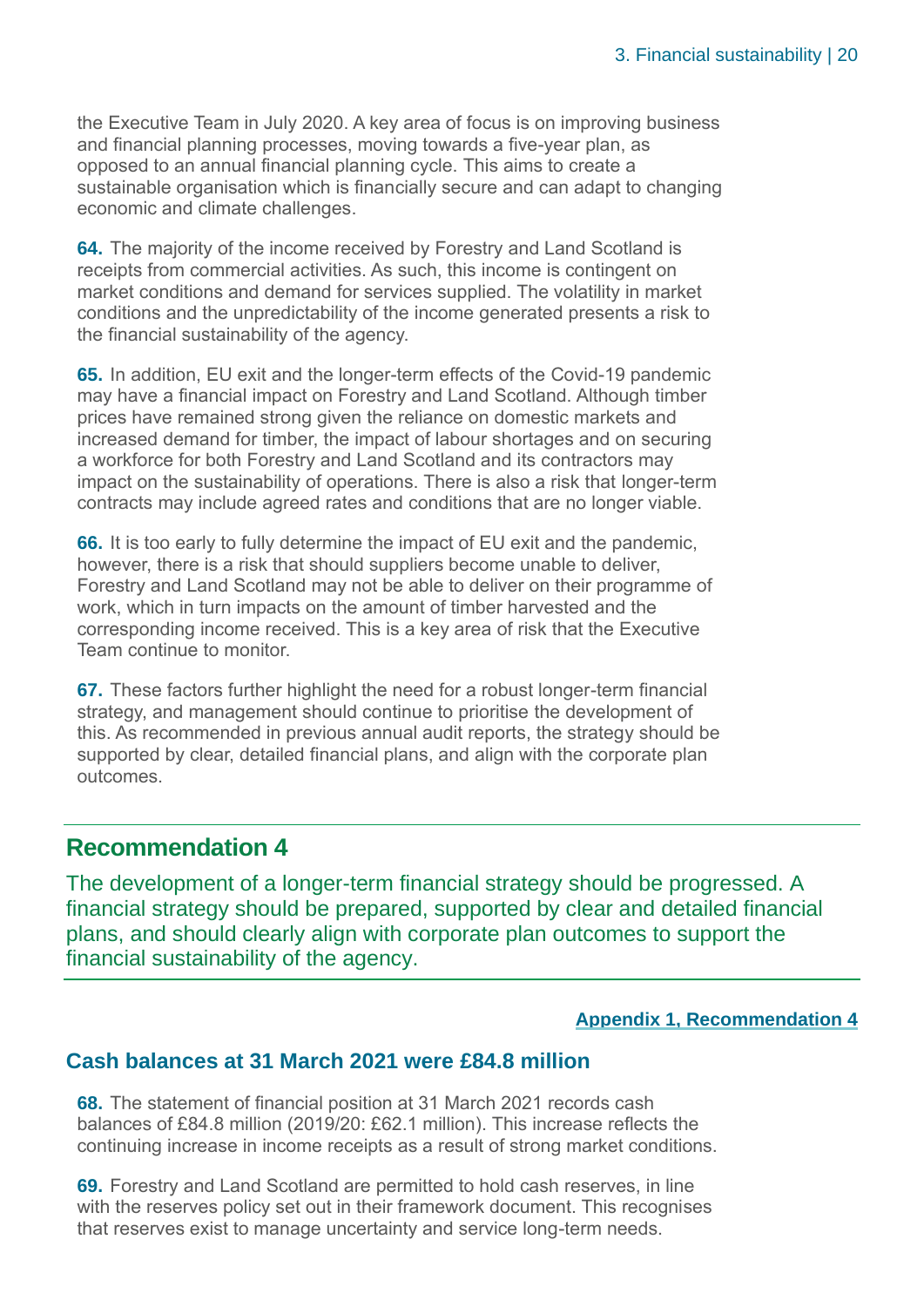the Executive Team in July 2020. A key area of focus is on improving business and financial planning processes, moving towards a five-year plan, as opposed to an annual financial planning cycle. This aims to create a sustainable organisation which is financially secure and can adapt to changing economic and climate challenges.

**64.** The majority of the income received by Forestry and Land Scotland is receipts from commercial activities. As such, this income is contingent on market conditions and demand for services supplied. The volatility in market conditions and the unpredictability of the income generated presents a risk to the financial sustainability of the agency.

**65.** In addition, EU exit and the longer-term effects of the Covid-19 pandemic may have a financial impact on Forestry and Land Scotland. Although timber prices have remained strong given the reliance on domestic markets and increased demand for timber, the impact of labour shortages and on securing a workforce for both Forestry and Land Scotland and its contractors may impact on the sustainability of operations. There is also a risk that longer-term contracts may include agreed rates and conditions that are no longer viable.

**66.** It is too early to fully determine the impact of EU exit and the pandemic, however, there is a risk that should suppliers become unable to deliver, Forestry and Land Scotland may not be able to deliver on their programme of work, which in turn impacts on the amount of timber harvested and the corresponding income received. This is a key area of risk that the Executive Team continue to monitor.

**67.** These factors further highlight the need for a robust longer-term financial strategy, and management should continue to prioritise the development of this. As recommended in previous annual audit reports, the strategy should be supported by clear, detailed financial plans, and align with the corporate plan outcomes.

## Recommendation 4

The development of a longer-term financial strategy should be progressed. A financial strategy should be prepared, supported by clear and detailed financial plans, and should clearly align with corporate plan outcomes to support the financial sustainability of the agency.

**Appendix 1, Recommendation 4**

## Cash balances at 31 March 2021 were £84.8 million

**68.** The statement of financial position at 31 March 2021 records cash balances of £84.8 million (2019/20: £62.1 million). This increase reflects the continuing increase in income receipts as a result of strong market conditions.

**69.** Forestry and Land Scotland are permitted to hold cash reserves, in line with the reserves policy set out in their framework document. This recognises that reserves exist to manage uncertainty and service long-term needs.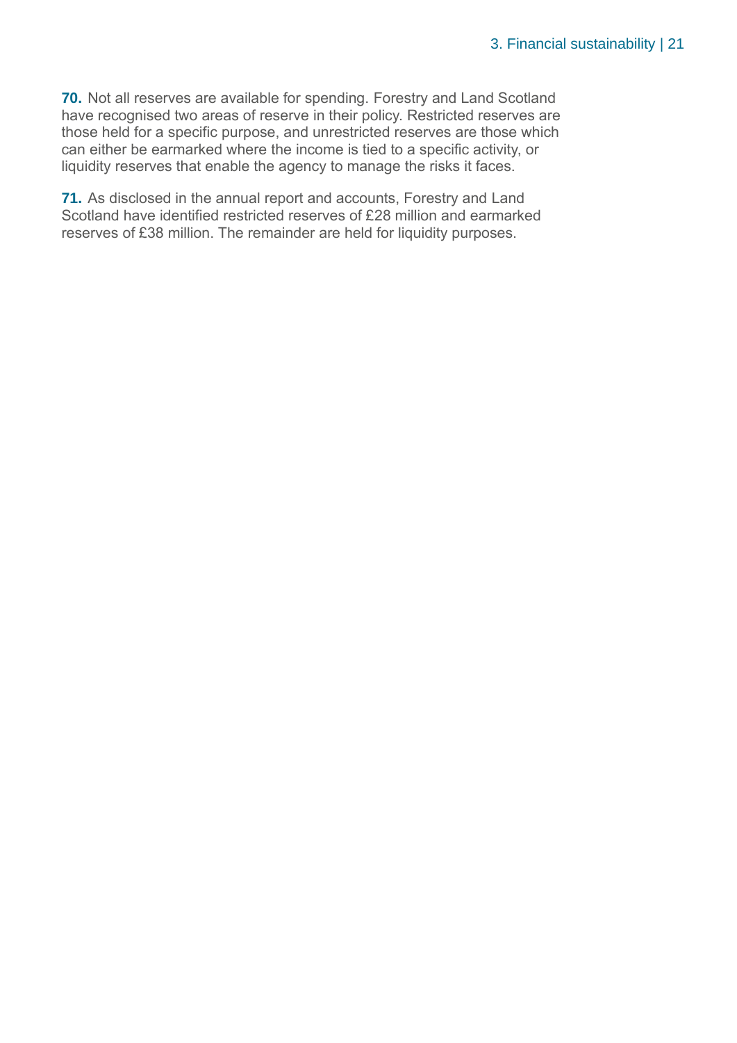**70.** Not all reserves are available for spending. Forestry and Land Scotland have recognised two areas of reserve in their policy. Restricted reserves are those held for a specific purpose, and unrestricted reserves are those which can either be earmarked where the income is tied to a specific activity, or liquidity reserves that enable the agency to manage the risks it faces.

**71.** As disclosed in the annual report and accounts, Forestry and Land Scotland have identified restricted reserves of £28 million and earmarked reserves of £38 million. The remainder are held for liquidity purposes.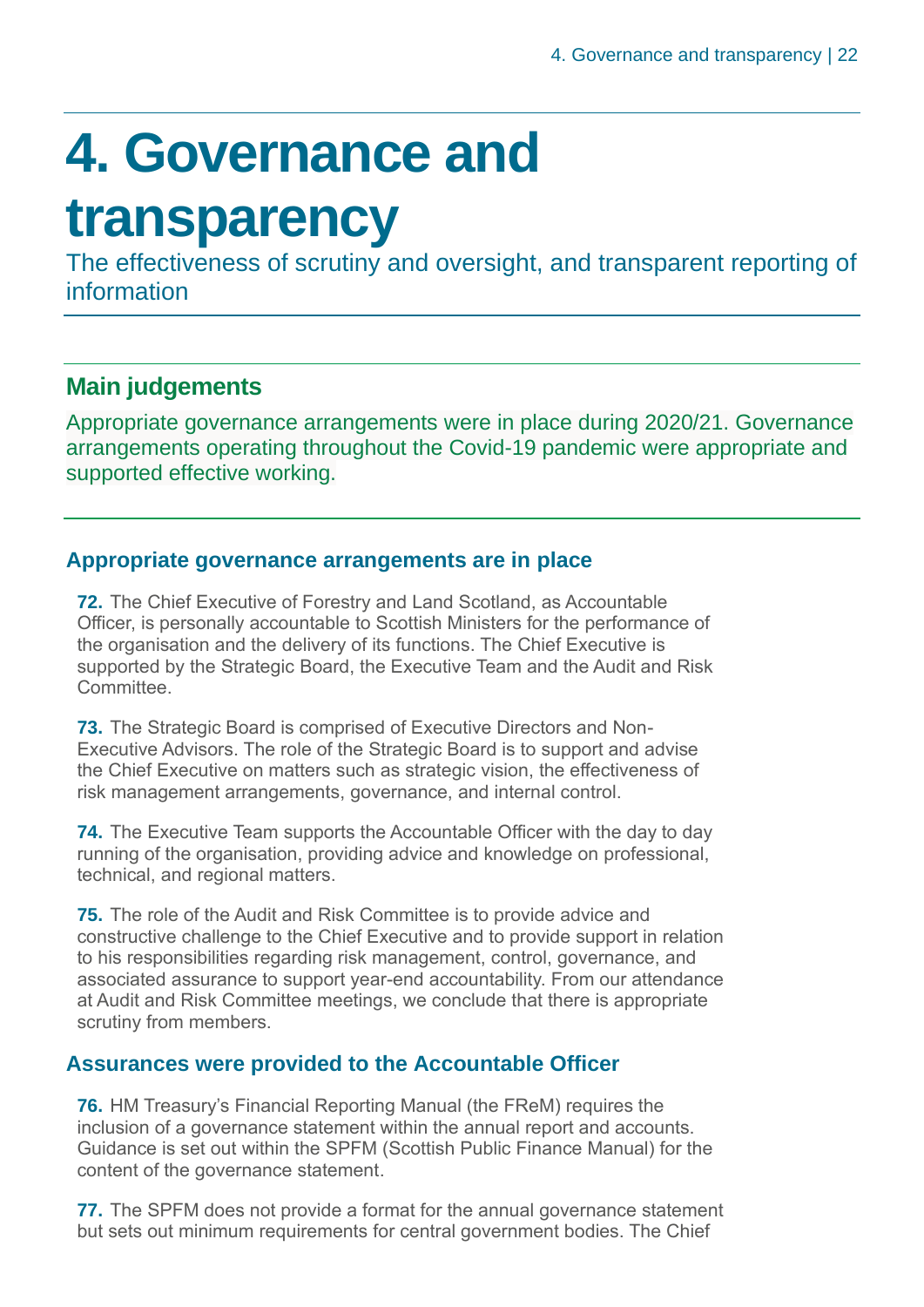# 4. Governance and transparency

The effectiveness of scrutiny and oversight, and transparent reporting of information

## Main judgements

Appropriate governance arrangements were in place during 2020/21. Governance arrangements operating throughout the Covid-19 pandemic were appropriate and supported effective working.

### Appropriate governance arrangements are in place

**72.** The Chief Executive of Forestry and Land Scotland, as Accountable Officer, is personally accountable to Scottish Ministers for the performance of the organisation and the delivery of its functions. The Chief Executive is supported by the Strategic Board, the Executive Team and the Audit and Risk Committee.

**73.** The Strategic Board is comprised of Executive Directors and Non-Executive Advisors. The role of the Strategic Board is to support and advise the Chief Executive on matters such as strategic vision, the effectiveness of risk management arrangements, governance, and internal control.

**74.** The Executive Team supports the Accountable Officer with the day to day running of the organisation, providing advice and knowledge on professional, technical, and regional matters.

**75.** The role of the Audit and Risk Committee is to provide advice and constructive challenge to the Chief Executive and to provide support in relation to his responsibilities regarding risk management, control, governance, and associated assurance to support year-end accountability. From our attendance at Audit and Risk Committee meetings, we conclude that there is appropriate scrutiny from members.

### Assurances were provided to the Accountable Officer

**76.** HM Treasury's Financial Reporting Manual (the FReM) requires the inclusion of a governance statement within the annual report and accounts. Guidance is set out within the SPFM (Scottish Public Finance Manual) for the content of the governance statement.

**77.** The SPFM does not provide a format for the annual governance statement but sets out minimum requirements for central government bodies. The Chief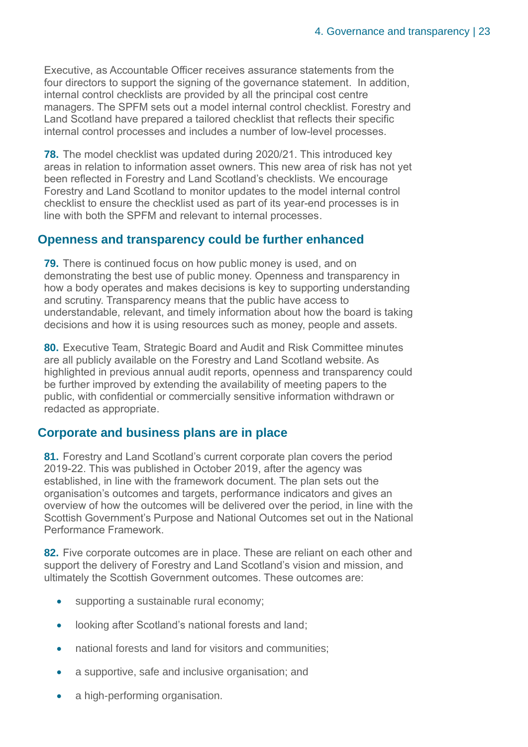Executive, as Accountable Officer receives assurance statements from the four directors to support the signing of the governance statement.  In addition, internal control checklists are provided by all the principal cost centre managers. The SPFM sets out a model internal control checklist. Forestry and Land Scotland have prepared a tailored checklist that reflects their specific internal control processes and includes a number of low-level processes.

**78.** The model checklist was updated during 2020/21. This introduced key areas in relation to information asset owners. This new area of risk has not yet been reflected in Forestry and Land Scotland's checklists. We encourage Forestry and Land Scotland to monitor updates to the model internal control checklist to ensure the checklist used as part of its year-end processes is in line with both the SPFM and relevant to internal processes.

## Openness and transparency could be further enhanced

**79.** There is continued focus on how public money is used, and on demonstrating the best use of public money. Openness and transparency in how a body operates and makes decisions is key to supporting understanding and scrutiny. Transparency means that the public have access to understandable, relevant, and timely information about how the board is taking decisions and how it is using resources such as money, people and assets.

**80.** Executive Team, Strategic Board and Audit and Risk Committee minutes are all publicly available on the Forestry and Land Scotland website. As highlighted in previous annual audit reports, openness and transparency could be further improved by extending the availability of meeting papers to the public, with confidential or commercially sensitive information withdrawn or redacted as appropriate.

## Corporate and business plans are in place

**81.** Forestry and Land Scotland's current corporate plan covers the period 2019-22. This was published in October 2019, after the agency was established, in line with the framework document. The plan sets out the organisation's outcomes and targets, performance indicators and gives an overview of how the outcomes will be delivered over the period, in line with the Scottish Government's Purpose and National Outcomes set out in the National Performance Framework.

**82.** Five corporate outcomes are in place. These are reliant on each other and support the delivery of Forestry and Land Scotland's vision and mission, and ultimately the Scottish Government outcomes. These outcomes are:

- supporting a sustainable rural economy;
- looking after Scotland's national forests and land;
- national forests and land for visitors and communities;
- a supportive, safe and inclusive organisation; and
- a high-performing organisation.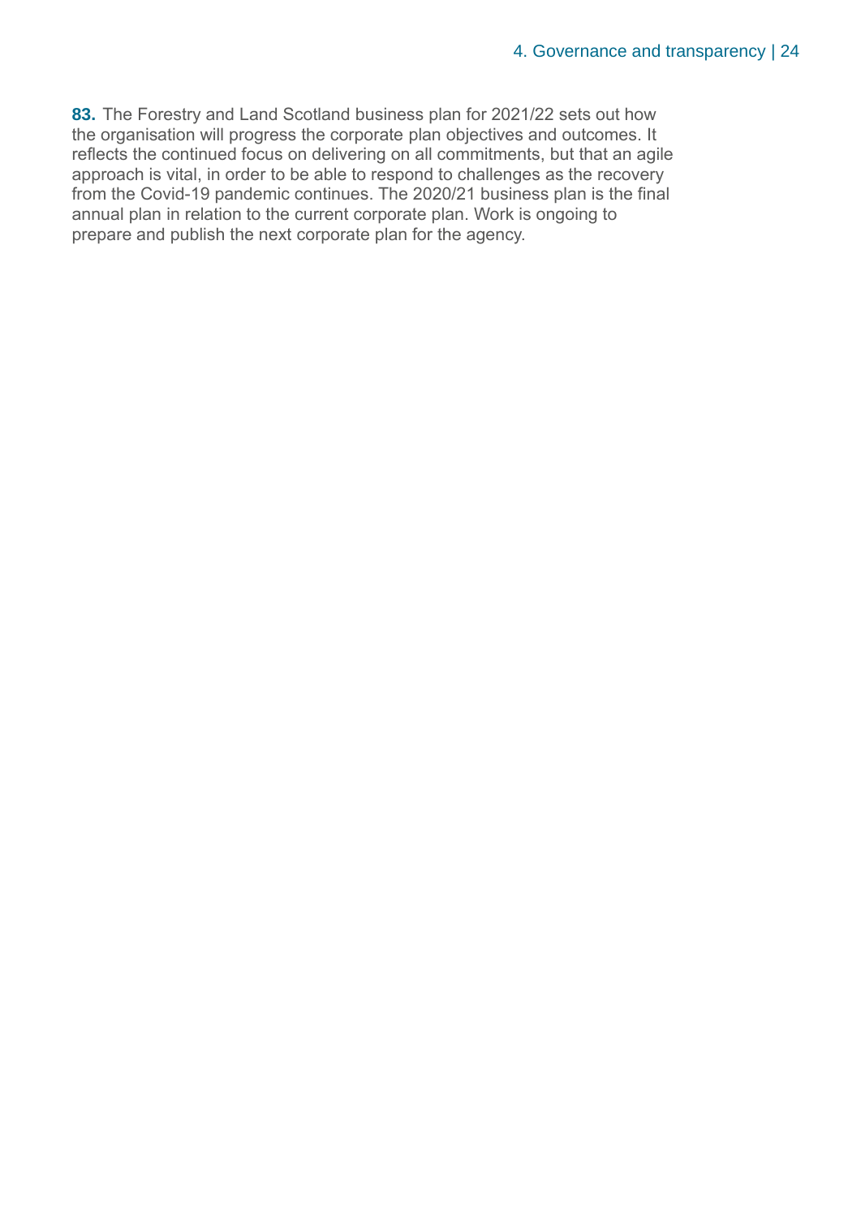**83.** The Forestry and Land Scotland business plan for 2021/22 sets out how the organisation will progress the corporate plan objectives and outcomes. It reflects the continued focus on delivering on all commitments, but that an agile approach is vital, in order to be able to respond to challenges as the recovery from the Covid-19 pandemic continues. The 2020/21 business plan is the final annual plan in relation to the current corporate plan. Work is ongoing to prepare and publish the next corporate plan for the agency.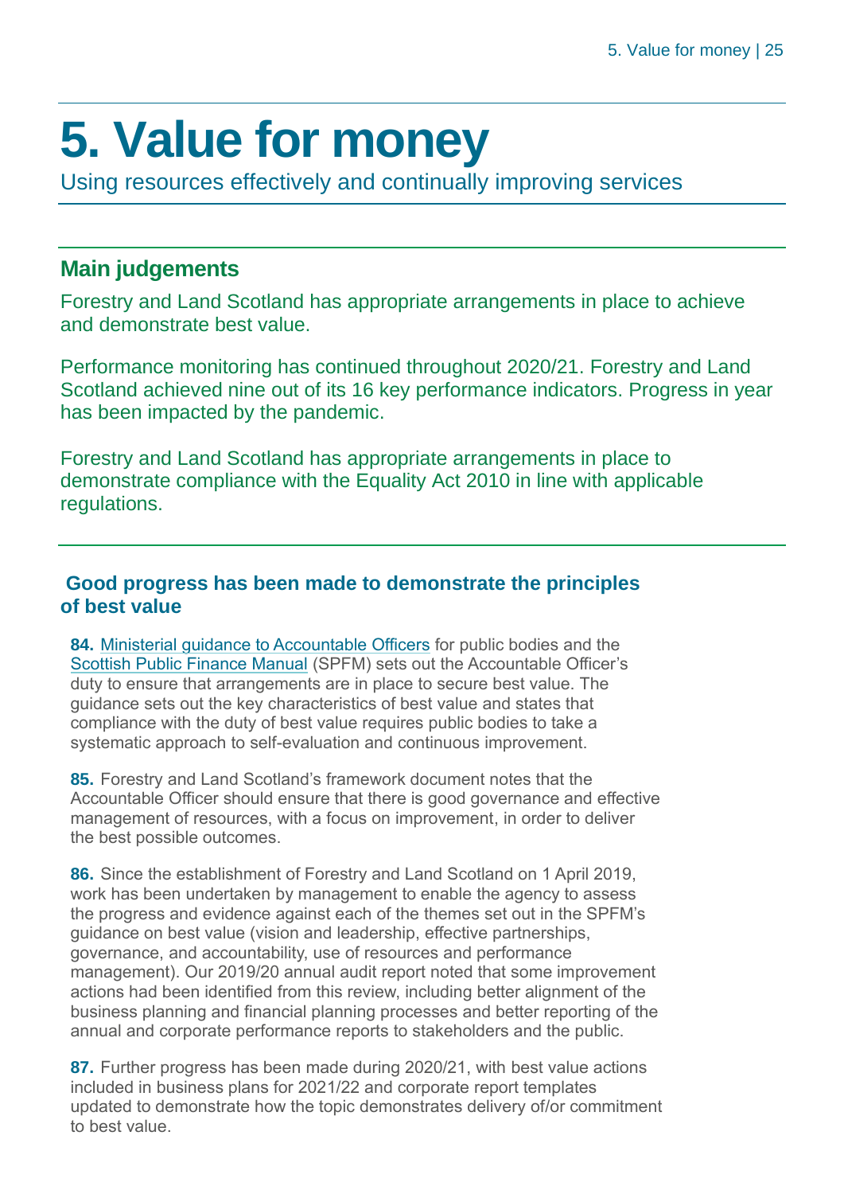# 5. Value for money

Using resources effectively and continually improving services

## Main judgements

Forestry and Land Scotland has appropriate arrangements in place to achieve and demonstrate best value.

Performance monitoring has continued throughout 2020/21. Forestry and Land Scotland achieved nine out of its 16 key performance indicators. Progress in year has been impacted by the pandemic.

Forestry and Land Scotland has appropriate arrangements in place to demonstrate compliance with the Equality Act 2010 in line with applicable regulations.

## Good progress has been made to demonstrate the principles of best value

**84.** Ministerial guidance to Accountable Officers for public bodies and the Scottish Public Finance Manual (SPFM) sets out the Accountable Officer's duty to ensure that arrangements are in place to secure best value. The guidance sets out the key characteristics of best value and states that compliance with the duty of best value requires public bodies to take a systematic approach to self-evaluation and continuous improvement.

**85.** Forestry and Land Scotland's framework document notes that the Accountable Officer should ensure that there is good governance and effective management of resources, with a focus on improvement, in order to deliver the best possible outcomes.

**86.** Since the establishment of Forestry and Land Scotland on 1 April 2019, work has been undertaken by management to enable the agency to assess the progress and evidence against each of the themes set out in the SPFM's guidance on best value (vision and leadership, effective partnerships, governance, and accountability, use of resources and performance management). Our 2019/20 annual audit report noted that some improvement actions had been identified from this review, including better alignment of the business planning and financial planning processes and better reporting of the annual and corporate performance reports to stakeholders and the public.

**87.** Further progress has been made during 2020/21, with best value actions included in business plans for 2021/22 and corporate report templates updated to demonstrate how the topic demonstrates delivery of/or commitment to best value.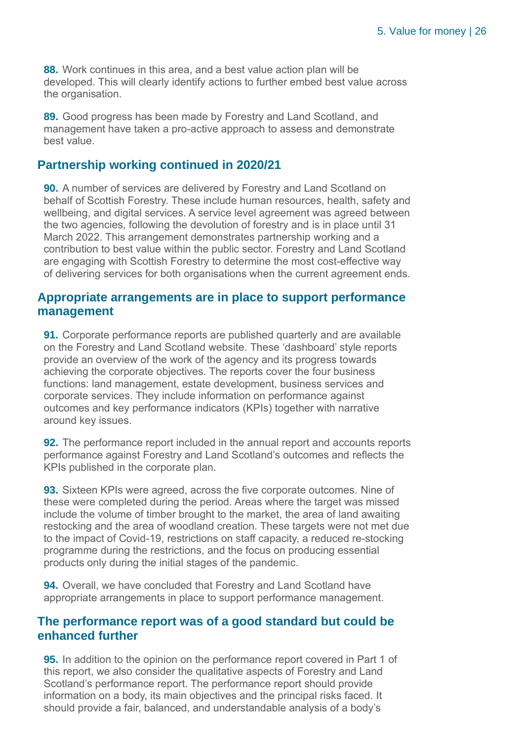**88.** Work continues in this area, and a best value action plan will be developed. This will clearly identify actions to further embed best value across the organisation.

**89.** Good progress has been made by Forestry and Land Scotland, and management have taken a pro-active approach to assess and demonstrate best value.

## Partnership working continued in 2020/21

**90.** A number of services are delivered by Forestry and Land Scotland on behalf of Scottish Forestry. These include human resources, health, safety and wellbeing, and digital services. A service level agreement was agreed between the two agencies, following the devolution of forestry and is in place until 31 March 2022. This arrangement demonstrates partnership working and a contribution to best value within the public sector. Forestry and Land Scotland are engaging with Scottish Forestry to determine the most cost-effective way of delivering services for both organisations when the current agreement ends.

## Appropriate arrangements are in place to support performance management

**91.** Corporate performance reports are published quarterly and are available on the Forestry and Land Scotland website. These 'dashboard' style reports provide an overview of the work of the agency and its progress towards achieving the corporate objectives. The reports cover the four business functions: land management, estate development, business services and corporate services. They include information on performance against outcomes and key performance indicators (KPIs) together with narrative around key issues.

**92.** The performance report included in the annual report and accounts reports performance against Forestry and Land Scotland's outcomes and reflects the KPIs published in the corporate plan.

**93.** Sixteen KPIs were agreed, across the five corporate outcomes. Nine of these were completed during the period. Areas where the target was missed include the volume of timber brought to the market, the area of land awaiting restocking and the area of woodland creation. These targets were not met due to the impact of Covid-19, restrictions on staff capacity, a reduced re-stocking programme during the restrictions, and the focus on producing essential products only during the initial stages of the pandemic.

**94.** Overall, we have concluded that Forestry and Land Scotland have appropriate arrangements in place to support performance management.

## The performance report was of a good standard but could be enhanced further

**95.** In addition to the opinion on the performance report covered in Part 1 of this report, we also consider the qualitative aspects of Forestry and Land Scotland's performance report. The performance report should provide information on a body, its main objectives and the principal risks faced. It should provide a fair, balanced, and understandable analysis of a body's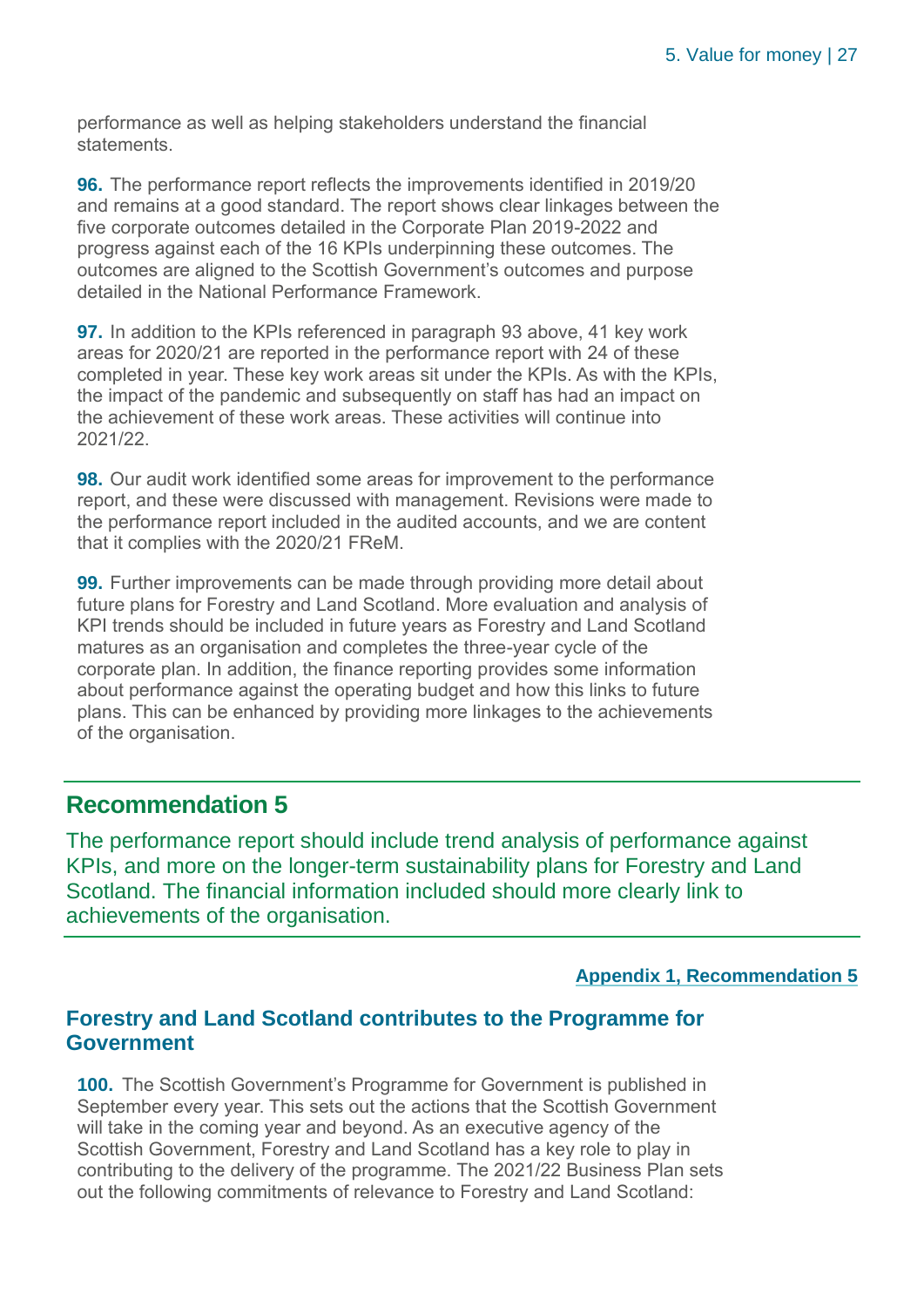performance as well as helping stakeholders understand the financial statements.

**96.** The performance report reflects the improvements identified in 2019/20 and remains at a good standard. The report shows clear linkages between the five corporate outcomes detailed in the Corporate Plan 2019-2022 and progress against each of the 16 KPIs underpinning these outcomes. The outcomes are aligned to the Scottish Government's outcomes and purpose detailed in the National Performance Framework.

**97.** In addition to the KPIs referenced in paragraph 93 above, 41 key work areas for 2020/21 are reported in the performance report with 24 of these completed in year. These key work areas sit under the KPIs. As with the KPIs, the impact of the pandemic and subsequently on staff has had an impact on the achievement of these work areas. These activities will continue into 2021/22.

**98.** Our audit work identified some areas for improvement to the performance report, and these were discussed with management. Revisions were made to the performance report included in the audited accounts, and we are content that it complies with the 2020/21 FReM.

**99.** Further improvements can be made through providing more detail about future plans for Forestry and Land Scotland. More evaluation and analysis of KPI trends should be included in future years as Forestry and Land Scotland matures as an organisation and completes the three-year cycle of the corporate plan. In addition, the finance reporting provides some information about performance against the operating budget and how this links to future plans. This can be enhanced by providing more linkages to the achievements of the organisation.

## Recommendation 5

The performance report should include trend analysis of performance against KPIs, and more on the longer-term sustainability plans for Forestry and Land Scotland. The financial information included should more clearly link to achievements of the organisation.

**Appendix 1, Recommendation 5**

### Forestry and Land Scotland contributes to the Programme for Government

**100.** The Scottish Government's Programme for Government is published in September every year. This sets out the actions that the Scottish Government will take in the coming year and beyond. As an executive agency of the Scottish Government, Forestry and Land Scotland has a key role to play in contributing to the delivery of the programme. The 2021/22 Business Plan sets out the following commitments of relevance to Forestry and Land Scotland: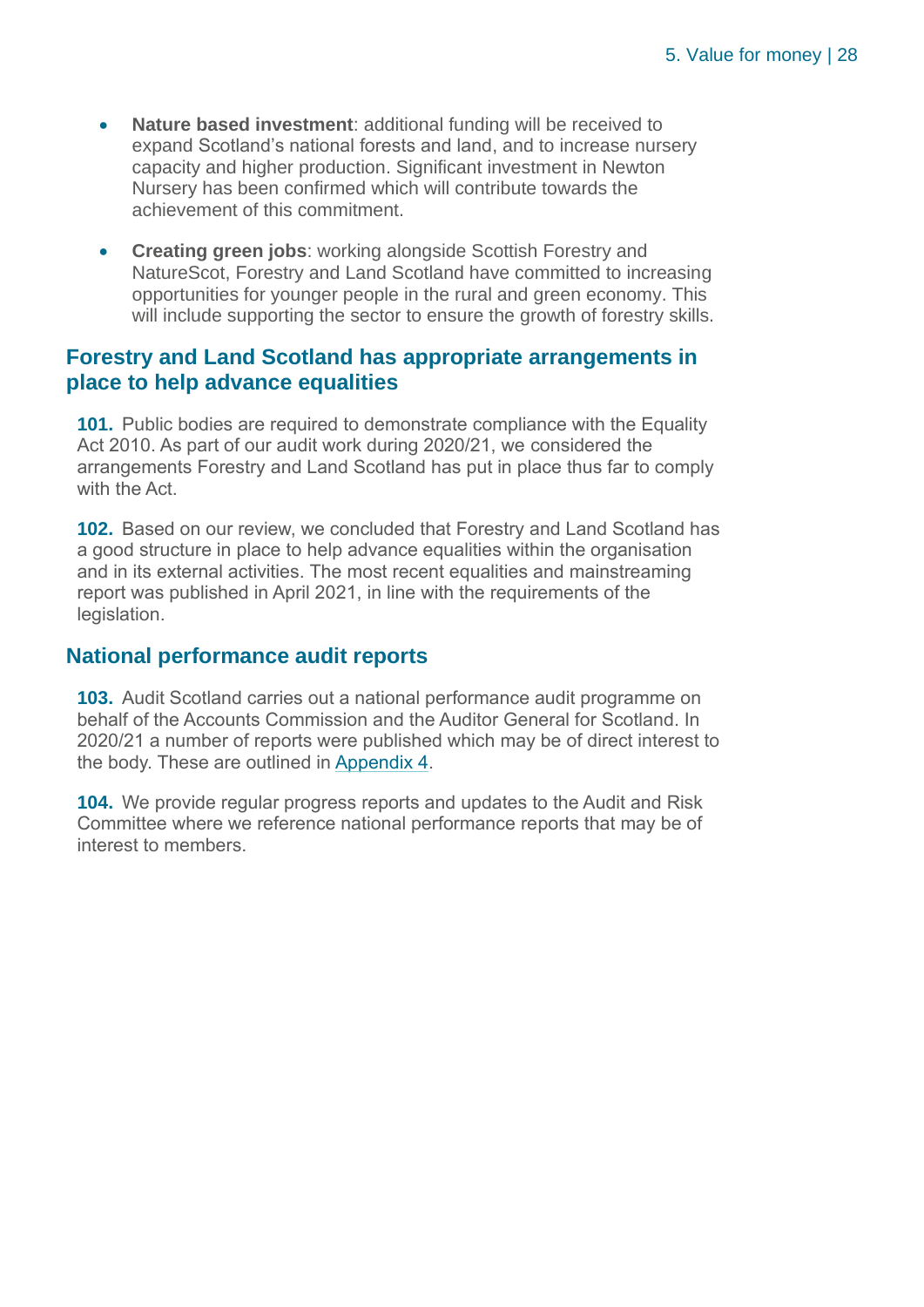- **Nature based investment**: additional funding will be received to expand Scotland's national forests and land, and to increase nursery capacity and higher production. Significant investment in Newton Nursery has been confirmed which will contribute towards the achievement of this commitment.

- **Creating green jobs**: working alongside Scottish Forestry and NatureScot, Forestry and Land Scotland have committed to increasing opportunities for younger people in the rural and green economy. This will include supporting the sector to ensure the growth of forestry skills.

## Forestry and Land Scotland has appropriate arrangements in place to help advance equalities

**101.** Public bodies are required to demonstrate compliance with the Equality Act 2010. As part of our audit work during 2020/21, we considered the arrangements Forestry and Land Scotland has put in place thus far to comply with the Act.

**102.** Based on our review, we concluded that Forestry and Land Scotland has a good structure in place to help advance equalities within the organisation and in its external activities. The most recent equalities and mainstreaming report was published in April 2021, in line with the requirements of the legislation.

## National performance audit reports

**103.** Audit Scotland carries out a national performance audit programme on behalf of the Accounts Commission and the Auditor General for Scotland. In 2020/21 a number of reports were published which may be of direct interest to the body. These are outlined in Appendix 4.

**104.** We provide regular progress reports and updates to the Audit and Risk Committee where we reference national performance reports that may be of interest to members.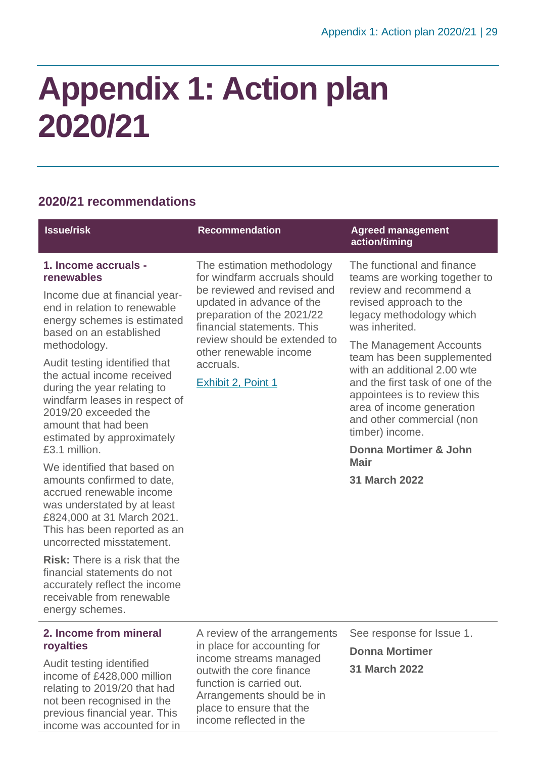# Appendix 1: Action plan 2020/21

## 2020/21 recommendations

| Issue/risk | Recommendation | Agreed management action/timing |
|---|---|---|
| **1. Income accruals - renewables**<br><br>Income due at financial year-end in relation to renewable energy schemes is estimated based on an established methodology.<br><br>Audit testing identified that the actual income received during the year relating to windfarm leases in respect of 2019/20 exceeded the amount that had been estimated by approximately £3.1 million.<br><br>We identified that based on amounts confirmed to date, accrued renewable income was understated by at least £824,000 at 31 March 2021. This has been reported as an uncorrected misstatement.<br><br>**Risk:** There is a risk that the financial statements do not accurately reflect the income receivable from renewable energy schemes. | The estimation methodology for windfarm accruals should be reviewed and revised and updated in advance of the preparation of the 2021/22 financial statements. This review should be extended to other renewable income accruals.<br><br>Exhibit 2, Point 1 | The functional and finance teams are working together to review and recommend a revised approach to the legacy methodology which was inherited.<br><br>The Management Accounts team has been supplemented with an additional 2.00 wte and the first task of one of the appointees is to review this area of income generation and other commercial (non timber) income.<br><br>**Donna Mortimer & John Mair**<br><br>**31 March 2022** |
| **2. Income from mineral royalties**<br><br>Audit testing identified income of £428,000 million relating to 2019/20 that had not been recognised in the previous financial year. This income was accounted for in | A review of the arrangements in place for accounting for income streams managed outwith the core finance function is carried out. Arrangements should be in place to ensure that the income reflected in the | See response for Issue 1.<br><br>**Donna Mortimer**<br><br>**31 March 2022** |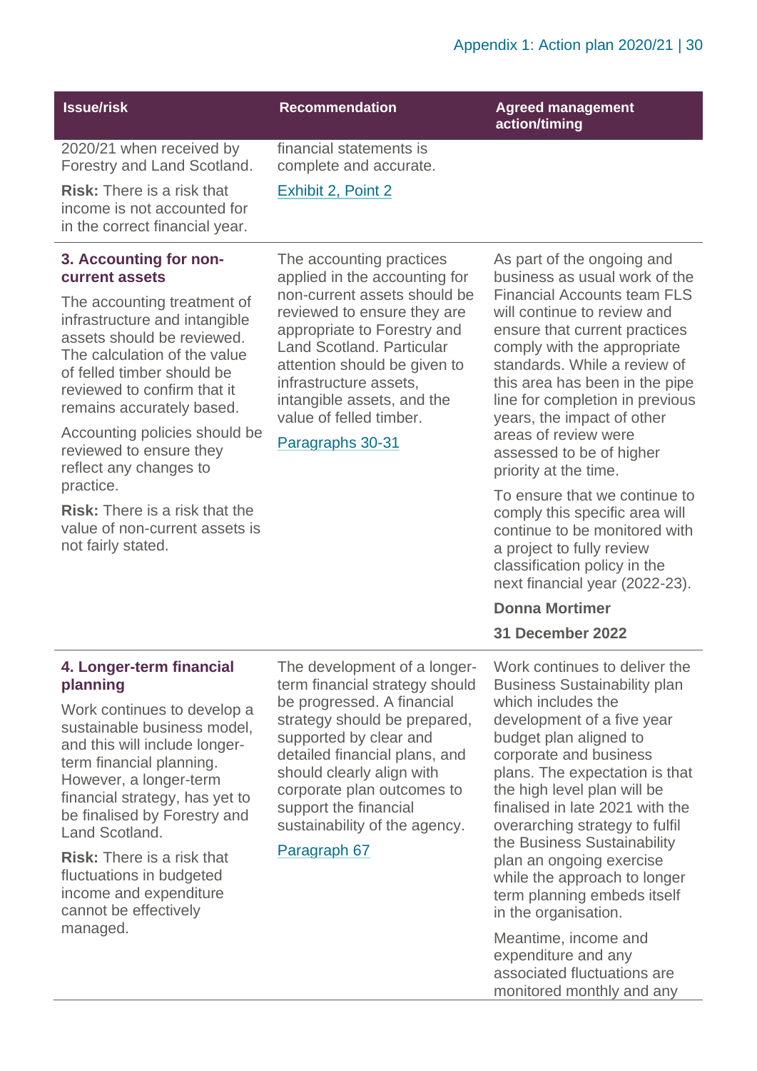| Issue/risk | Recommendation | Agreed management action/timing |
|---|---|---|
| 2020/21 when received by Forestry and Land Scotland.<br><br>**Risk:** There is a risk that income is not accounted for in the correct financial year. | financial statements is complete and accurate.<br><br>Exhibit 2, Point 2 | |
| **3. Accounting for non-current assets**<br><br>The accounting treatment of infrastructure and intangible assets should be reviewed. The calculation of the value of felled timber should be reviewed to confirm that it remains accurately based.<br><br>Accounting policies should be reviewed to ensure they reflect any changes to practice.<br><br>**Risk:** There is a risk that the value of non-current assets is not fairly stated. | The accounting practices applied in the accounting for non-current assets should be reviewed to ensure they are appropriate to Forestry and Land Scotland. Particular attention should be given to infrastructure assets, intangible assets, and the value of felled timber.<br><br>Paragraphs 30-31 | As part of the ongoing and business as usual work of the Financial Accounts team FLS will continue to review and ensure that current practices comply with the appropriate standards. While a review of this area has been in the pipe line for completion in previous years, the impact of other areas of review were assessed to be of higher priority at the time.<br><br>To ensure that we continue to comply this specific area will continue to be monitored with a project to fully review classification policy in the next financial year (2022-23).<br><br>**Donna Mortimer**<br><br>**31 December 2022** |
| **4. Longer-term financial planning**<br><br>Work continues to develop a sustainable business model, and this will include longer-term financial planning. However, a longer-term financial strategy, has yet to be finalised by Forestry and Land Scotland.<br><br>**Risk:** There is a risk that fluctuations in budgeted income and expenditure cannot be effectively managed. | The development of a longer-term financial strategy should be progressed. A financial strategy should be prepared, supported by clear and detailed financial plans, and should clearly align with corporate plan outcomes to support the financial sustainability of the agency.<br><br>Paragraph 67 | Work continues to deliver the Business Sustainability plan which includes the development of a five year budget plan aligned to corporate and business plans. The expectation is that the high level plan will be finalised in late 2021 with the overarching strategy to fulfil the Business Sustainability plan an ongoing exercise while the approach to longer term planning embeds itself in the organisation.<br><br>Meantime, income and expenditure and any associated fluctuations are monitored monthly and any |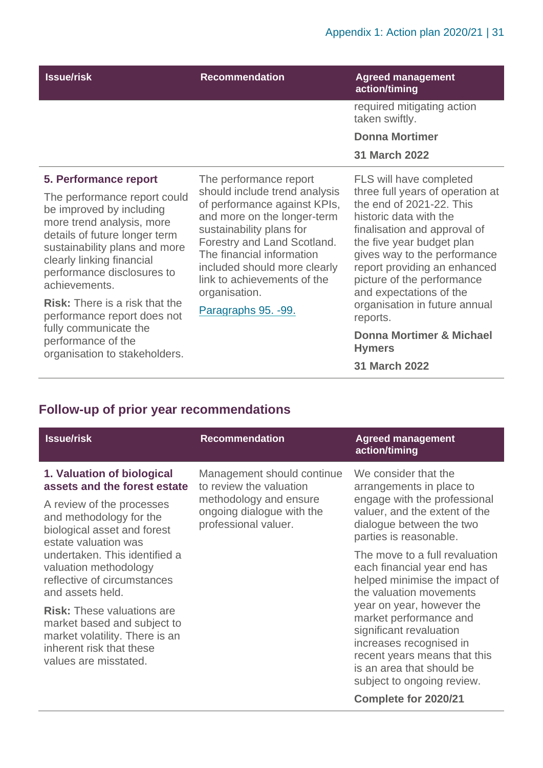| Issue/risk | Recommendation | Agreed management action/timing |
|---|---|---|
| | | required mitigating action taken swiftly.<br><br>**Donna Mortimer**<br><br>**31 March 2022** |
| **5. Performance report**<br><br>The performance report could be improved by including more trend analysis, more details of future longer term sustainability plans and more clearly linking financial performance disclosures to achievements.<br><br>**Risk:** There is a risk that the performance report does not fully communicate the performance of the organisation to stakeholders. | The performance report should include trend analysis of performance against KPIs, and more on the longer-term sustainability plans for Forestry and Land Scotland. The financial information included should more clearly link to achievements of the organisation.<br><br>Paragraphs 95. -99. | FLS will have completed three full years of operation at the end of 2021-22. This historic data with the finalisation and approval of the five year budget plan gives way to the performance report providing an enhanced picture of the performance and expectations of the organisation in future annual reports.<br><br>**Donna Mortimer & Michael Hymers**<br><br>**31 March 2022** |

## Follow-up of prior year recommendations

| Issue/risk | Recommendation | Agreed management action/timing |
|---|---|---|
| **1. Valuation of biological assets and the forest estate**<br><br>A review of the processes and methodology for the biological asset and forest estate valuation was undertaken. This identified a valuation methodology reflective of circumstances and assets held.<br><br>**Risk:** These valuations are market based and subject to market volatility. There is an inherent risk that these values are misstated. | Management should continue to review the valuation methodology and ensure ongoing dialogue with the professional valuer. | We consider that the arrangements in place to engage with the professional valuer, and the extent of the dialogue between the two parties is reasonable.<br><br>The move to a full revaluation each financial year end has helped minimise the impact of the valuation movements year on year, however the market performance and significant revaluation increases recognised in recent years means that this is an area that should be subject to ongoing review.<br><br>**Complete for 2020/21** |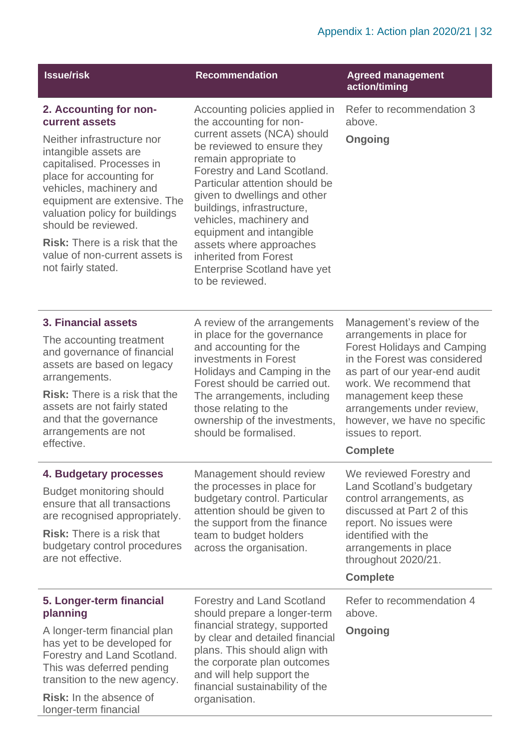| Issue/risk | Recommendation | Agreed management action/timing |
|---|---|---|
| **2. Accounting for non-current assets**<br><br>Neither infrastructure nor intangible assets are capitalised. Processes in place for accounting for vehicles, machinery and equipment are extensive. The valuation policy for buildings should be reviewed.<br><br>**Risk:** There is a risk that the value of non-current assets is not fairly stated. | Accounting policies applied in the accounting for non-current assets (NCA) should be reviewed to ensure they remain appropriate to Forestry and Land Scotland. Particular attention should be given to dwellings and other buildings, infrastructure, vehicles, machinery and equipment and intangible assets where approaches inherited from Forest Enterprise Scotland have yet to be reviewed. | Refer to recommendation 3 above.<br><br>**Ongoing** |
| **3. Financial assets**<br><br>The accounting treatment and governance of financial assets are based on legacy arrangements.<br><br>**Risk:** There is a risk that the assets are not fairly stated and that the governance arrangements are not effective. | A review of the arrangements in place for the governance and accounting for the investments in Forest Holidays and Camping in the Forest should be carried out. The arrangements, including those relating to the ownership of the investments, should be formalised. | Management's review of the arrangements in place for Forest Holidays and Camping in the Forest was considered as part of our year-end audit work. We recommend that management keep these arrangements under review, however, we have no specific issues to report.<br><br>**Complete** |
| **4. Budgetary processes**<br><br>Budget monitoring should ensure that all transactions are recognised appropriately.<br><br>**Risk:** There is a risk that budgetary control procedures are not effective. | Management should review the processes in place for budgetary control. Particular attention should be given to the support from the finance team to budget holders across the organisation. | We reviewed Forestry and Land Scotland's budgetary control arrangements, as discussed at Part 2 of this report. No issues were identified with the arrangements in place throughout 2020/21.<br><br>**Complete** |
| **5. Longer-term financial planning**<br><br>A longer-term financial plan has yet to be developed for Forestry and Land Scotland. This was deferred pending transition to the new agency.<br><br>**Risk:** In the absence of longer-term financial | Forestry and Land Scotland should prepare a longer-term financial strategy, supported by clear and detailed financial plans. This should align with the corporate plan outcomes and will help support the financial sustainability of the organisation. | Refer to recommendation 4 above.<br><br>**Ongoing** |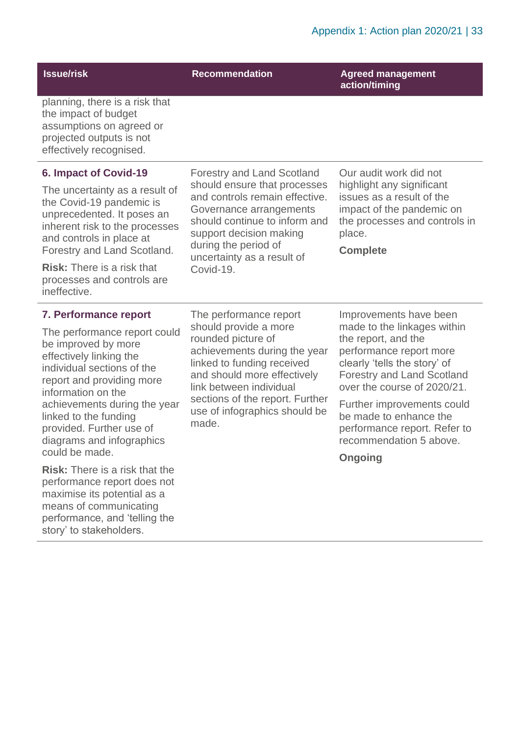| Issue/risk | Recommendation | Agreed management action/timing |
| --- | --- | --- |
| planning, there is a risk that the impact of budget assumptions on agreed or projected outputs is not effectively recognised. | | |
| **6. Impact of Covid-19**<br><br>The uncertainty as a result of the Covid-19 pandemic is unprecedented. It poses an inherent risk to the processes and controls in place at Forestry and Land Scotland.<br><br>**Risk:** There is a risk that processes and controls are ineffective. | Forestry and Land Scotland should ensure that processes and controls remain effective. Governance arrangements should continue to inform and support decision making during the period of uncertainty as a result of Covid-19. | Our audit work did not highlight any significant issues as a result of the impact of the pandemic on the processes and controls in place.<br><br>**Complete** |
| **7. Performance report**<br><br>The performance report could be improved by more effectively linking the individual sections of the report and providing more information on the achievements during the year linked to the funding provided. Further use of diagrams and infographics could be made.<br><br>**Risk:** There is a risk that the performance report does not maximise its potential as a means of communicating performance, and 'telling the story' to stakeholders. | The performance report should provide a more rounded picture of achievements during the year linked to funding received and should more effectively link between individual sections of the report. Further use of infographics should be made. | Improvements have been made to the linkages within the report, and the performance report more clearly 'tells the story' of Forestry and Land Scotland over the course of 2020/21.<br><br>Further improvements could be made to enhance the performance report. Refer to recommendation 5 above.<br><br>**Ongoing** |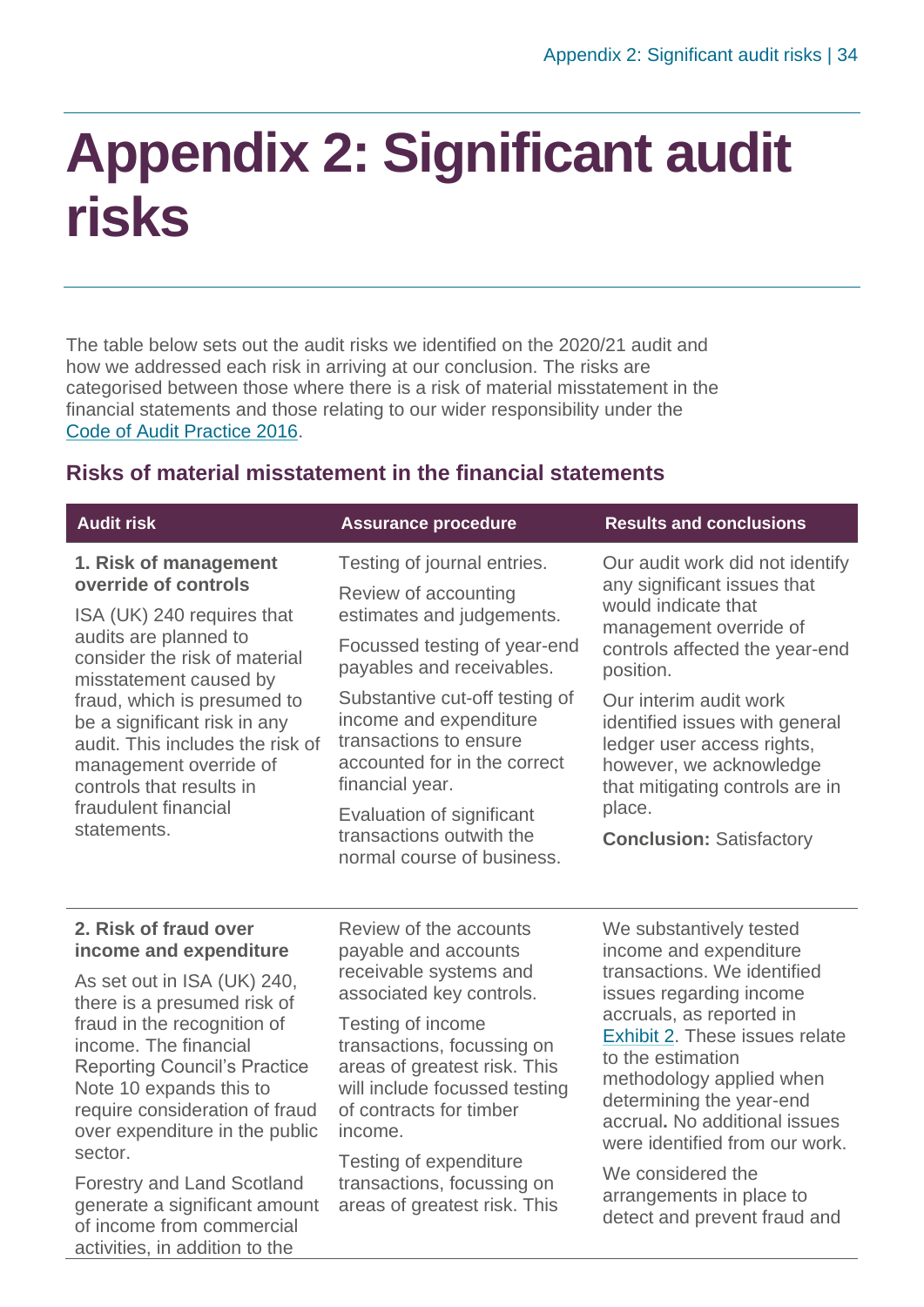# Appendix 2: Significant audit risks

The table below sets out the audit risks we identified on the 2020/21 audit and how we addressed each risk in arriving at our conclusion. The risks are categorised between those where there is a risk of material misstatement in the financial statements and those relating to our wider responsibility under the Code of Audit Practice 2016.

## Risks of material misstatement in the financial statements

| Audit risk | Assurance procedure | Results and conclusions |
| --- | --- | --- |
| **1. Risk of management override of controls**<br><br>ISA (UK) 240 requires that audits are planned to consider the risk of material misstatement caused by fraud, which is presumed to be a significant risk in any audit. This includes the risk of management override of controls that results in fraudulent financial statements. | Testing of journal entries.<br><br>Review of accounting estimates and judgements.<br><br>Focussed testing of year-end payables and receivables.<br><br>Substantive cut-off testing of income and expenditure transactions to ensure accounted for in the correct financial year.<br><br>Evaluation of significant transactions outwith the normal course of business. | Our audit work did not identify any significant issues that would indicate that management override of controls affected the year-end position.<br><br>Our interim audit work identified issues with general ledger user access rights, however, we acknowledge that mitigating controls are in place.<br><br>**Conclusion:** Satisfactory |
| **2. Risk of fraud over income and expenditure**<br><br>As set out in ISA (UK) 240, there is a presumed risk of fraud in the recognition of income. The financial Reporting Council's Practice Note 10 expands this to require consideration of fraud over expenditure in the public sector.<br><br>Forestry and Land Scotland generate a significant amount of income from commercial activities, in addition to the | Review of the accounts payable and accounts receivable systems and associated key controls.<br><br>Testing of income transactions, focussing on areas of greatest risk. This will include focussed testing of contracts for timber income.<br><br>Testing of expenditure transactions, focussing on areas of greatest risk. This | We substantively tested income and expenditure transactions. We identified issues regarding income accruals, as reported in Exhibit 2. These issues relate to the estimation methodology applied when determining the year-end accrual**.** No additional issues were identified from our work.<br><br>We considered the arrangements in place to detect and prevent fraud and |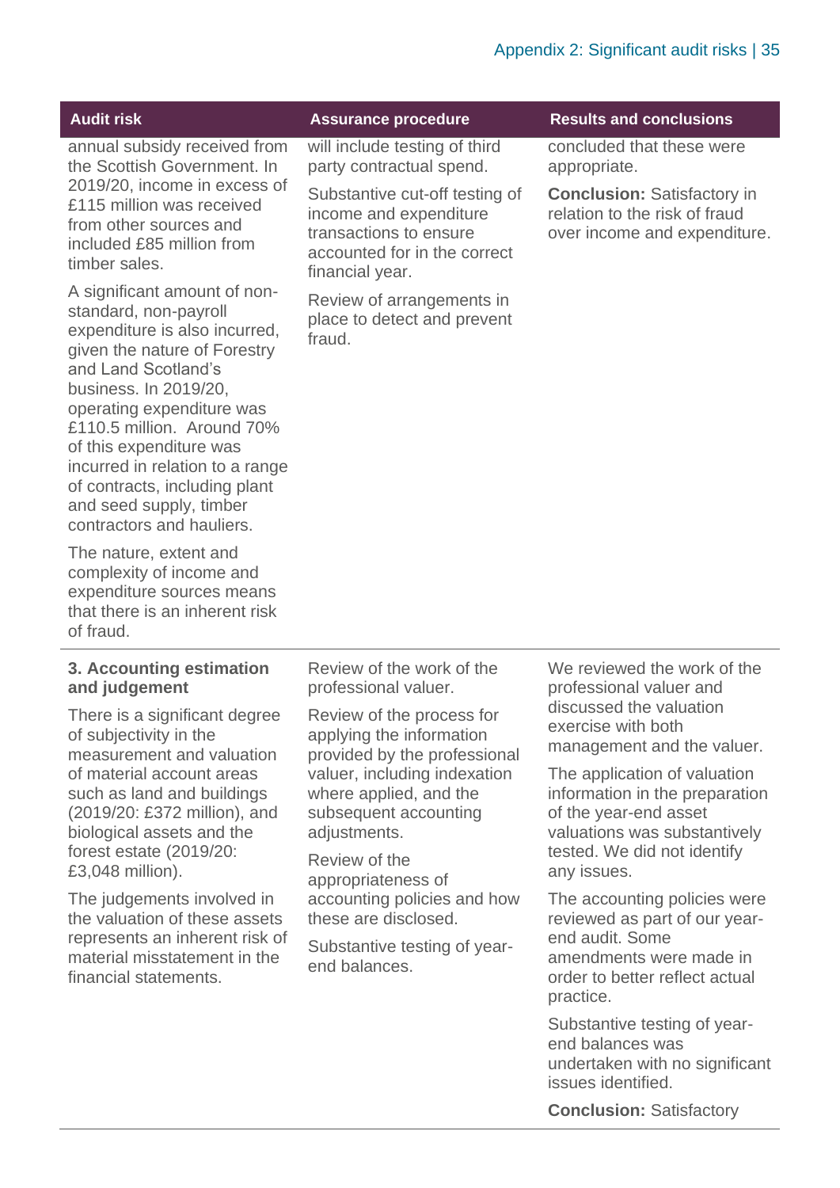| Audit risk | Assurance procedure | Results and conclusions |
|---|---|---|
| annual subsidy received from the Scottish Government. In 2019/20, income in excess of £115 million was received from other sources and included £85 million from timber sales.<br><br>A significant amount of non-standard, non-payroll expenditure is also incurred, given the nature of Forestry and Land Scotland's business. In 2019/20, operating expenditure was £110.5 million. Around 70% of this expenditure was incurred in relation to a range of contracts, including plant and seed supply, timber contractors and hauliers.<br><br>The nature, extent and complexity of income and expenditure sources means that there is an inherent risk of fraud. | will include testing of third party contractual spend.<br><br>Substantive cut-off testing of income and expenditure transactions to ensure accounted for in the correct financial year.<br><br>Review of arrangements in place to detect and prevent fraud. | concluded that these were appropriate.<br><br>**Conclusion:** Satisfactory in relation to the risk of fraud over income and expenditure. |
| **3. Accounting estimation and judgement**<br><br>There is a significant degree of subjectivity in the measurement and valuation of material account areas such as land and buildings (2019/20: £372 million), and biological assets and the forest estate (2019/20: £3,048 million).<br><br>The judgements involved in the valuation of these assets represents an inherent risk of material misstatement in the financial statements. | Review of the work of the professional valuer.<br><br>Review of the process for applying the information provided by the professional valuer, including indexation where applied, and the subsequent accounting adjustments.<br><br>Review of the appropriateness of accounting policies and how these are disclosed.<br><br>Substantive testing of year-end balances. | We reviewed the work of the professional valuer and discussed the valuation exercise with both management and the valuer.<br><br>The application of valuation information in the preparation of the year-end asset valuations was substantively tested. We did not identify any issues.<br><br>The accounting policies were reviewed as part of our year-end audit. Some amendments were made in order to better reflect actual practice.<br><br>Substantive testing of year-end balances was undertaken with no significant issues identified.<br><br>**Conclusion:** Satisfactory |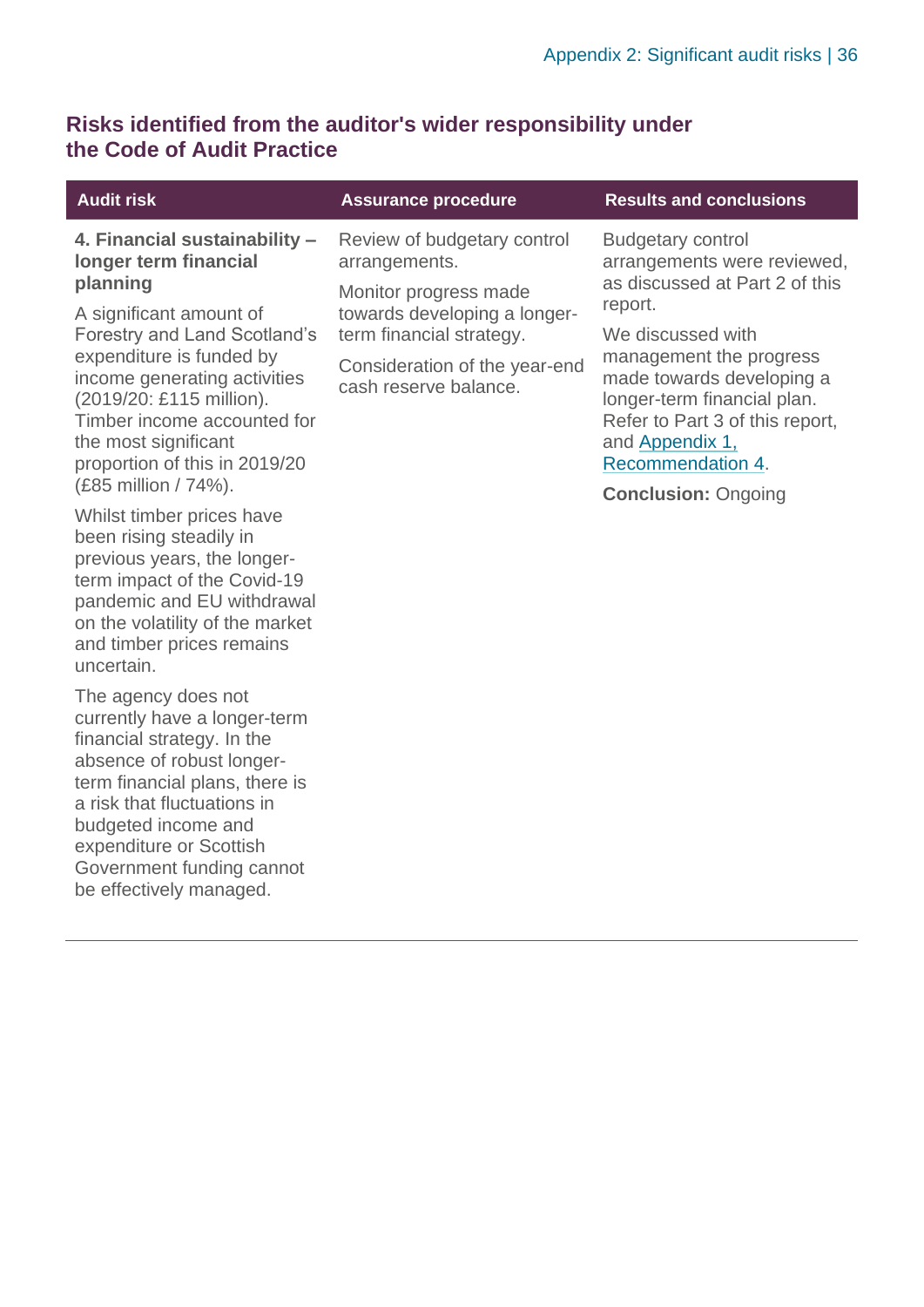## Risks identified from the auditor's wider responsibility under the Code of Audit Practice

| Audit risk | Assurance procedure | Results and conclusions |
| --- | --- | --- |
| **4. Financial sustainability – longer term financial planning**<br><br>A significant amount of Forestry and Land Scotland's expenditure is funded by income generating activities (2019/20: £115 million). Timber income accounted for the most significant proportion of this in 2019/20 (£85 million / 74%).<br><br>Whilst timber prices have been rising steadily in previous years, the longer-term impact of the Covid-19 pandemic and EU withdrawal on the volatility of the market and timber prices remains uncertain.<br><br>The agency does not currently have a longer-term financial strategy. In the absence of robust longer-term financial plans, there is a risk that fluctuations in budgeted income and expenditure or Scottish Government funding cannot be effectively managed. | Review of budgetary control arrangements.<br><br>Monitor progress made towards developing a longer-term financial strategy.<br><br>Consideration of the year-end cash reserve balance. | Budgetary control arrangements were reviewed, as discussed at Part 2 of this report.<br><br>We discussed with management the progress made towards developing a longer-term financial plan. Refer to Part 3 of this report, and Appendix 1, Recommendation 4.<br><br>**Conclusion:** Ongoing |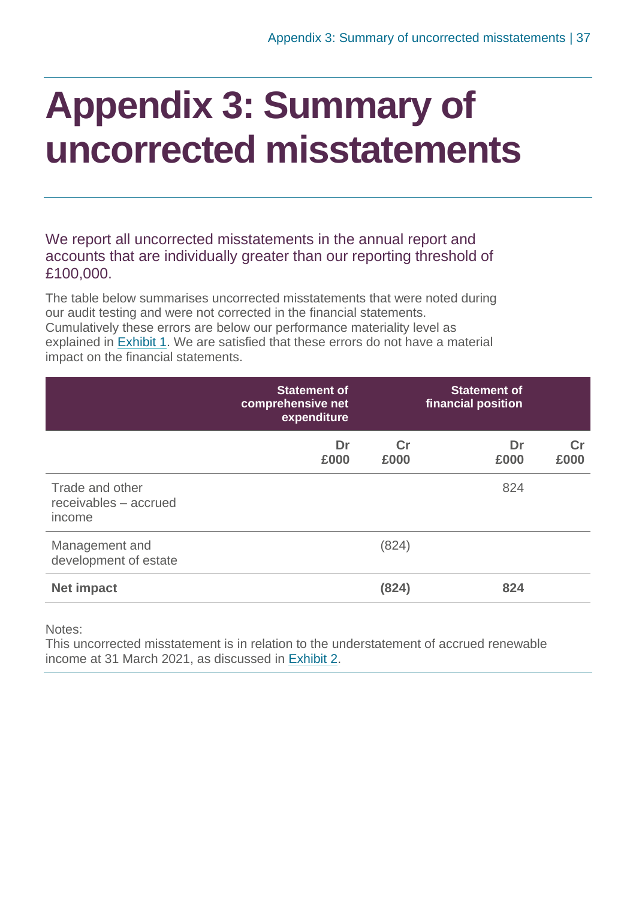# Appendix 3: Summary of uncorrected misstatements

We report all uncorrected misstatements in the annual report and accounts that are individually greater than our reporting threshold of £100,000.

The table below summarises uncorrected misstatements that were noted during our audit testing and were not corrected in the financial statements. Cumulatively these errors are below our performance materiality level as explained in Exhibit 1. We are satisfied that these errors do not have a material impact on the financial statements.

| | Statement of comprehensive net expenditure | | Statement of financial position | |
|---|---|---|---|---|
| | **Dr £000** | **Cr £000** | **Dr £000** | **Cr £000** |
| Trade and other receivables – accrued income | | | 824 | |
| Management and development of estate | | (824) | | |
| **Net impact** | | **(824)** | **824** | |

Notes:
This uncorrected misstatement is in relation to the understatement of accrued renewable income at 31 March 2021, as discussed in Exhibit 2.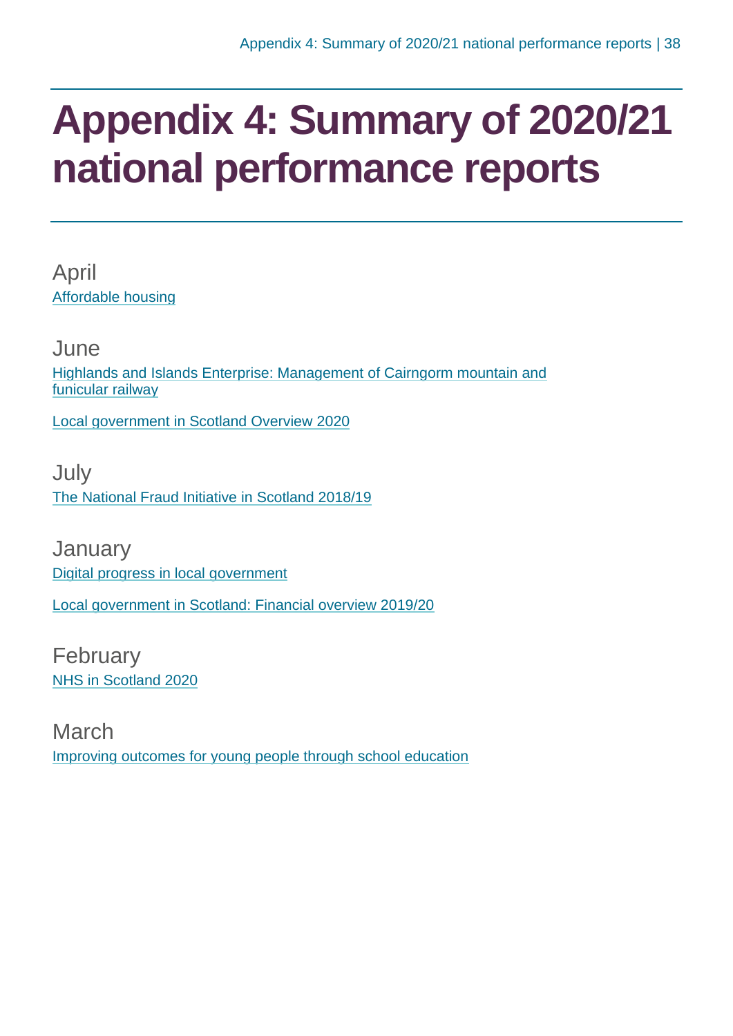# Appendix 4: Summary of 2020/21 national performance reports

April

Affordable housing

June

Highlands and Islands Enterprise: Management of Cairngorm mountain and funicular railway

Local government in Scotland Overview 2020

July

The National Fraud Initiative in Scotland 2018/19

January

Digital progress in local government

Local government in Scotland: Financial overview 2019/20

February

NHS in Scotland 2020

March

Improving outcomes for young people through school education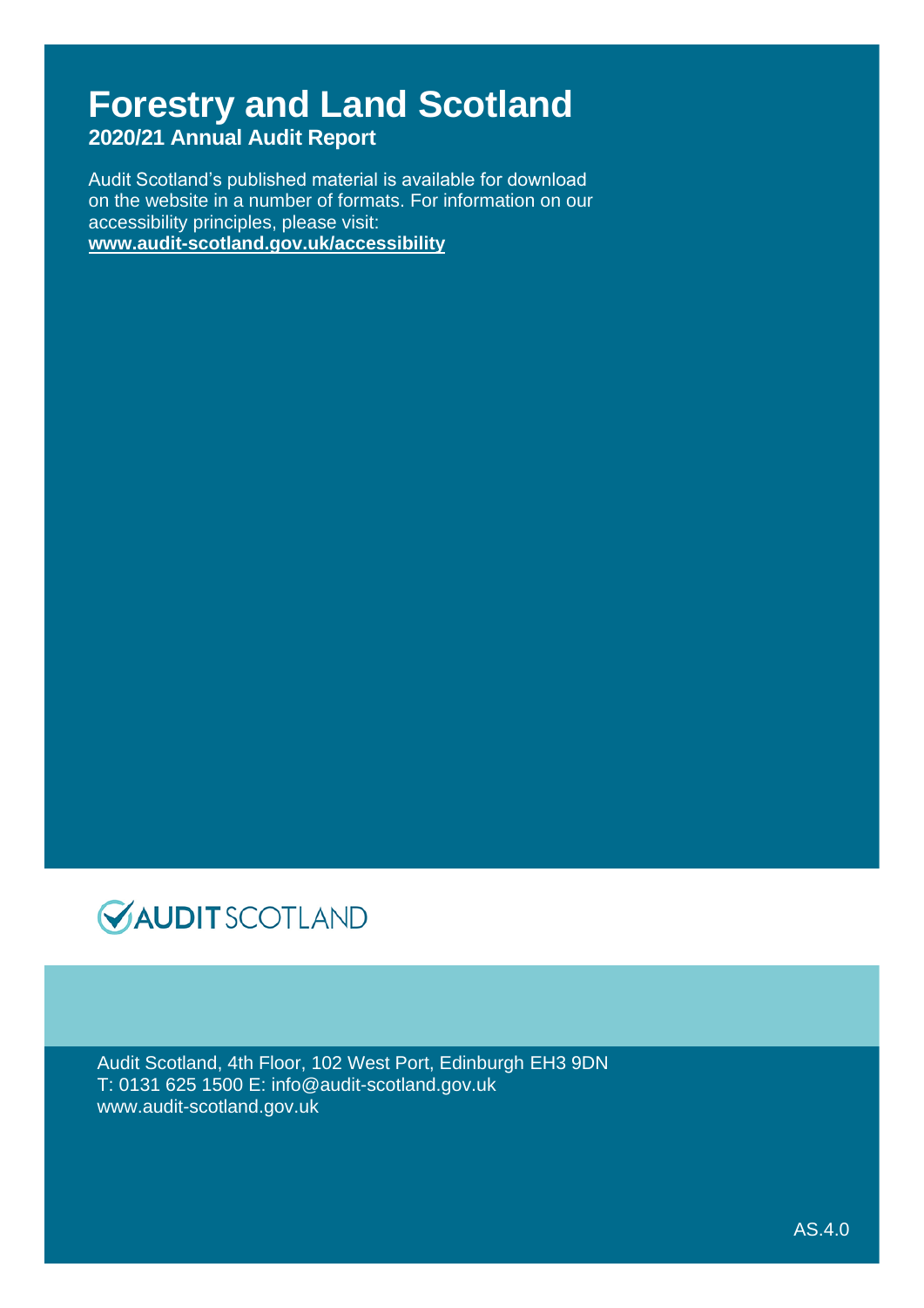# Forestry and Land Scotland

## 2020/21 Annual Audit Report

Audit Scotland's published material is available for download on the website in a number of formats. For information on our accessibility principles, please visit: **www.audit-scotland.gov.uk/accessibility**

AUDIT SCOTLAND

Audit Scotland, 4th Floor, 102 West Port, Edinburgh EH3 9DN
T: 0131 625 1500 E: info@audit-scotland.gov.uk
www.audit-scotland.gov.uk

AS.4.0